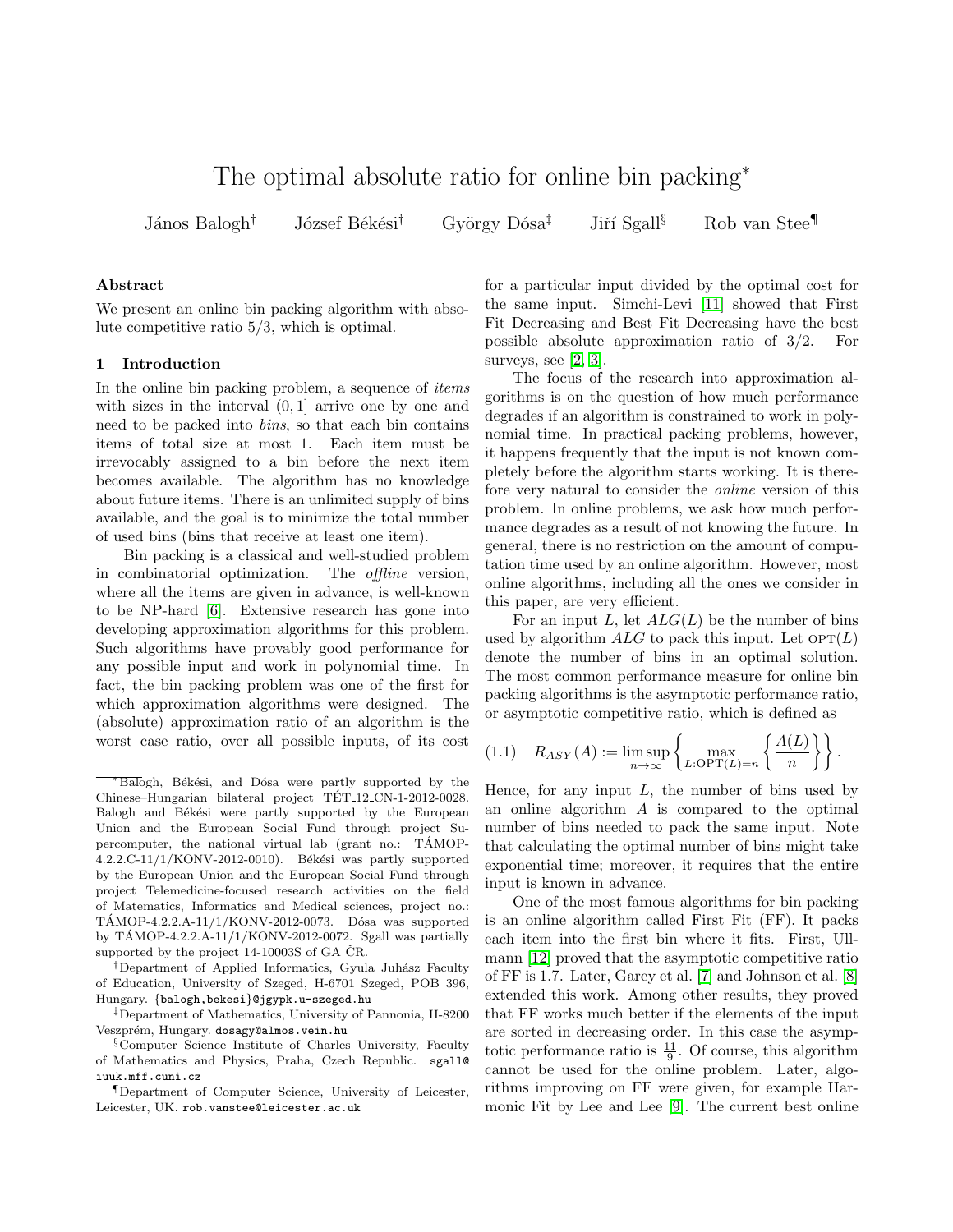# The optimal absolute ratio for online bin packing*

János Balogh[†] József Békési[†] György Dósa[‡] Jiří Sgall[§] Rob van Stee[¶]

## Abstract

We present an online bin packing algorithm with absolute competitive ratio 5/3, which is optimal.

## 1 Introduction

In the online bin packing problem, a sequence of *items* with sizes in the interval $(0, 1]$ arrive one by one and need to be packed into *bins*, so that each bin contains items of total size at most 1. Each item must be irrevocably assigned to a bin before the next item becomes available. The algorithm has no knowledge about future items. There is an unlimited supply of bins available, and the goal is to minimize the total number of used bins (bins that receive at least one item).

Bin packing is a classical and well-studied problem in combinatorial optimization. The *offline* version, where all the items are given in advance, is well-known to be NP-hard [6]. Extensive research has gone into developing approximation algorithms for this problem. Such algorithms have provably good performance for any possible input and work in polynomial time. In fact, the bin packing problem was one of the first for which approximation algorithms were designed. The (absolute) approximation ratio of an algorithm is the worst case ratio, over all possible inputs, of its cost for a particular input divided by the optimal cost for the same input. Simchi-Levi [11] showed that First Fit Decreasing and Best Fit Decreasing have the best possible absolute approximation ratio of 3/2. For surveys, see [2, 3].

The focus of the research into approximation algorithms is on the question of how much performance degrades if an algorithm is constrained to work in polynomial time. In practical packing problems, however, it happens frequently that the input is not known completely before the algorithm starts working. It is therefore very natural to consider the *online* version of this problem. In online problems, we ask how much performance degrades as a result of not knowing the future. In general, there is no restriction on the amount of computation time used by an online algorithm. However, most online algorithms, including all the ones we consider in this paper, are very efficient.

For an input $L$, let $ALG(L)$ be the number of bins used by algorithm $ALG$ to pack this input. Let $\text{OPT}(L)$ denote the number of bins in an optimal solution. The most common performance measure for online bin packing algorithms is the asymptotic performance ratio, or asymptotic competitive ratio, which is defined as

$$(1.1) \quad R_{ASY}(A) := \limsup_{n\to\infty} \left\{ \max_{L:\text{OPT}(L)=n} \left\{ \frac{A(L)}{n} \right\} \right\}.$$

Hence, for any input $L$, the number of bins used by an online algorithm $A$ is compared to the optimal number of bins needed to pack the same input. Note that calculating the optimal number of bins might take exponential time; moreover, it requires that the entire input is known in advance.

One of the most famous algorithms for bin packing is an online algorithm called First Fit (FF). It packs each item into the first bin where it fits. First, Ullmann [12] proved that the asymptotic competitive ratio of FF is 1.7. Later, Garey et al. [7] and Johnson et al. [8] extended this work. Among other results, they proved that FF works much better if the elements of the input are sorted in decreasing order. In this case the asymptotic performance ratio is $\frac{11}{9}$. Of course, this algorithm cannot be used for the online problem. Later, algorithms improving on FF were given, for example Harmonic Fit by Lee and Lee [9]. The current best online

---

*Balogh, Békési, and Dósa were partly supported by the Chinese–Hungarian bilateral project TÉT_12_CN-1-2012-0028. Balogh and Békési were partly supported by the European Union and the European Social Fund through project Supercomputer, the national virtual lab (grant no.: TÁMOP-4.2.2.C-11/1/KONV-2012-0010). Békési was partly supported by the European Union and the European Social Fund through project Telemedicine-focused research activities on the field of Matematics, Informatics and Medical sciences, project no.: TÁMOP-4.2.2.A-11/1/KONV-2012-0073. Dósa was supported by TÁMOP-4.2.2.A-11/1/KONV-2012-0072. Sgall was partially supported by the project 14-10003S of GA ČR.

[†]Department of Applied Informatics, Gyula Juhász Faculty of Education, University of Szeged, H-6701 Szeged, POB 396, Hungary. {balogh,bekesi}@jgypk.u-szeged.hu

[‡]Department of Mathematics, University of Pannonia, H-8200 Veszprém, Hungary. dosagy@almos.vein.hu

[§]Computer Science Institute of Charles University, Faculty of Mathematics and Physics, Praha, Czech Republic. sgall@iuuk.mff.cuni.cz

[¶]Department of Computer Science, University of Leicester, Leicester, UK. rob.vanstee@leicester.ac.uk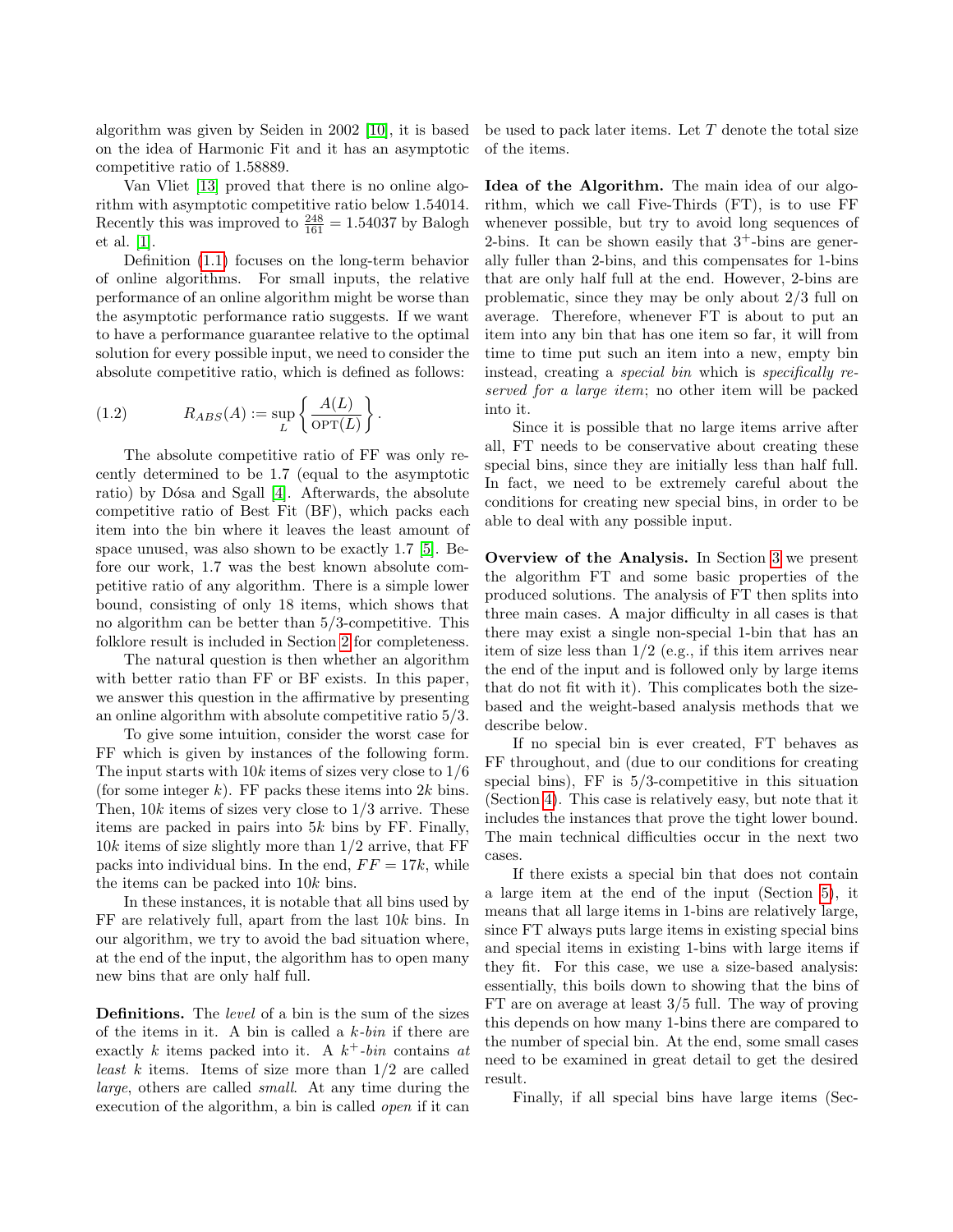algorithm was given by Seiden in 2002 [10], it is based on the idea of Harmonic Fit and it has an asymptotic competitive ratio of 1.58889.

Van Vliet [13] proved that there is no online algorithm with asymptotic competitive ratio below 1.54014. Recently this was improved to $\frac{248}{161} = 1.54037$ by Balogh et al. [1].

Definition (1.1) focuses on the long-term behavior of online algorithms. For small inputs, the relative performance of an online algorithm might be worse than the asymptotic performance ratio suggests. If we want to have a performance guarantee relative to the optimal solution for every possible input, we need to consider the absolute competitive ratio, which is defined as follows:

$$R_{ABS}(A) := \sup_L \left\{ \frac{A(L)}{\text{OPT}(L)} \right\}. \tag{1.2}$$

The absolute competitive ratio of FF was only recently determined to be 1.7 (equal to the asymptotic ratio) by Dósa and Sgall [4]. Afterwards, the absolute competitive ratio of Best Fit (BF), which packs each item into the bin where it leaves the least amount of space unused, was also shown to be exactly 1.7 [5]. Before our work, 1.7 was the best known absolute competitive ratio of any algorithm. There is a simple lower bound, consisting of only 18 items, which shows that no algorithm can be better than 5/3-competitive. This folklore result is included in Section 2 for completeness.

The natural question is then whether an algorithm with better ratio than FF or BF exists. In this paper, we answer this question in the affirmative by presenting an online algorithm with absolute competitive ratio 5/3.

To give some intuition, consider the worst case for FF which is given by instances of the following form. The input starts with $10k$ items of sizes very close to 1/6 (for some integer $k$). FF packs these items into $2k$ bins. Then, $10k$ items of sizes very close to 1/3 arrive. These items are packed in pairs into $5k$ bins by FF. Finally, $10k$ items of size slightly more than 1/2 arrive, that FF packs into individual bins. In the end, $FF = 17k$, while the items can be packed into $10k$ bins.

In these instances, it is notable that all bins used by FF are relatively full, apart from the last $10k$ bins. In our algorithm, we try to avoid the bad situation where, at the end of the input, the algorithm has to open many new bins that are only half full.

**Definitions.** The *level* of a bin is the sum of the sizes of the items in it. A bin is called a *k-bin* if there are exactly $k$ items packed into it. A *$k^+$-bin* contains *at least* $k$ items. Items of size more than 1/2 are called *large*, others are called *small*. At any time during the execution of the algorithm, a bin is called *open* if it can be used to pack later items. Let $T$ denote the total size of the items.

**Idea of the Algorithm.** The main idea of our algorithm, which we call Five-Thirds (FT), is to use FF whenever possible, but try to avoid long sequences of 2-bins. It can be shown easily that $3^+$-bins are generally fuller than 2-bins, and this compensates for 1-bins that are only half full at the end. However, 2-bins are problematic, since they may be only about 2/3 full on average. Therefore, whenever FT is about to put an item into any bin that has one item so far, it will from time to time put such an item into a new, empty bin instead, creating a *special bin* which is *specifically reserved for a large item*; no other item will be packed into it.

Since it is possible that no large items arrive after all, FT needs to be conservative about creating these special bins, since they are initially less than half full. In fact, we need to be extremely careful about the conditions for creating new special bins, in order to be able to deal with any possible input.

**Overview of the Analysis.** In Section 3 we present the algorithm FT and some basic properties of the produced solutions. The analysis of FT then splits into three main cases. A major difficulty in all cases is that there may exist a single non-special 1-bin that has an item of size less than 1/2 (e.g., if this item arrives near the end of the input and is followed only by large items that do not fit with it). This complicates both the size-based and the weight-based analysis methods that we describe below.

If no special bin is ever created, FT behaves as FF throughout, and (due to our conditions for creating special bins), FF is 5/3-competitive in this situation (Section 4). This case is relatively easy, but note that it includes the instances that prove the tight lower bound. The main technical difficulties occur in the next two cases.

If there exists a special bin that does not contain a large item at the end of the input (Section 5), it means that all large items in 1-bins are relatively large, since FT always puts large items in existing special bins and special items in existing 1-bins with large items if they fit. For this case, we use a size-based analysis: essentially, this boils down to showing that the bins of FT are on average at least 3/5 full. The way of proving this depends on how many 1-bins there are compared to the number of special bin. At the end, some small cases need to be examined in great detail to get the desired result.

Finally, if all special bins have large items (Sec-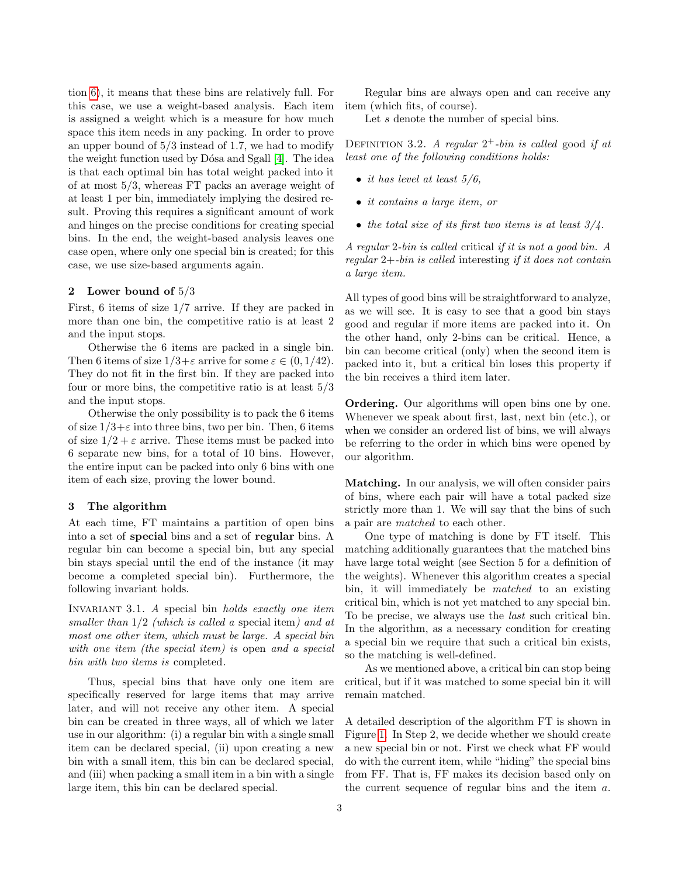tion 6), it means that these bins are relatively full. For this case, we use a weight-based analysis. Each item is assigned a weight which is a measure for how much space this item needs in any packing. In order to prove an upper bound of $5/3$ instead of 1.7, we had to modify the weight function used by Dósa and Sgall [4]. The idea is that each optimal bin has total weight packed into it of at most $5/3$, whereas FT packs an average weight of at least 1 per bin, immediately implying the desired result. Proving this requires a significant amount of work and hinges on the precise conditions for creating special bins. In the end, the weight-based analysis leaves one case open, where only one special bin is created; for this case, we use size-based arguments again.

## 2 Lower bound of $5/3$

First, 6 items of size $1/7$ arrive. If they are packed in more than one bin, the competitive ratio is at least 2 and the input stops.

Otherwise the 6 items are packed in a single bin. Then 6 items of size $1/3+\varepsilon$ arrive for some $\varepsilon \in (0, 1/42)$. They do not fit in the first bin. If they are packed into four or more bins, the competitive ratio is at least $5/3$ and the input stops.

Otherwise the only possibility is to pack the 6 items of size $1/3+\varepsilon$ into three bins, two per bin. Then, 6 items of size $1/2+\varepsilon$ arrive. These items must be packed into 6 separate new bins, for a total of 10 bins. However, the entire input can be packed into only 6 bins with one item of each size, proving the lower bound.

## 3 The algorithm

At each time, FT maintains a partition of open bins into a set of **special** bins and a set of **regular** bins. A regular bin can become a special bin, but any special bin stays special until the end of the instance (it may become a completed special bin). Furthermore, the following invariant holds.

Invariant 3.1. *A special bin holds exactly one item smaller than $1/2$ (which is called a* special item*) and at most one other item, which must be large. A special bin with one item (the special item) is* open *and a special bin with two items is* completed.

Thus, special bins that have only one item are specifically reserved for large items that may arrive later, and will not receive any other item. A special bin can be created in three ways, all of which we later use in our algorithm: (i) a regular bin with a single small item can be declared special, (ii) upon creating a new bin with a small item, this bin can be declared special, and (iii) when packing a small item in a bin with a single large item, this bin can be declared special.

Regular bins are always open and can receive any item (which fits, of course).

Let $s$ denote the number of special bins.

Definition 3.2. *A regular $2^+$-bin is called* good *if at least one of the following conditions holds:*

- *it has level at least $5/6$,*
- *it contains a large item, or*
- *the total size of its first two items is at least $3/4$.*

*A regular 2-bin is called* critical *if it is not a good bin. A regular 2+-bin is called* interesting *if it does not contain a large item.*

All types of good bins will be straightforward to analyze, as we will see. It is easy to see that a good bin stays good and regular if more items are packed into it. On the other hand, only 2-bins can be critical. Hence, a bin can become critical (only) when the second item is packed into it, but a critical bin loses this property if the bin receives a third item later.

**Ordering.** Our algorithms will open bins one by one. Whenever we speak about first, last, next bin (etc.), or when we consider an ordered list of bins, we will always be referring to the order in which bins were opened by our algorithm.

**Matching.** In our analysis, we will often consider pairs of bins, where each pair will have a total packed size strictly more than 1. We will say that the bins of such a pair are *matched* to each other.

One type of matching is done by FT itself. This matching additionally guarantees that the matched bins have large total weight (see Section 5 for a definition of the weights). Whenever this algorithm creates a special bin, it will immediately be *matched* to an existing critical bin, which is not yet matched to any special bin. To be precise, we always use the *last* such critical bin. In the algorithm, as a necessary condition for creating a special bin we require that such a critical bin exists, so the matching is well-defined.

As we mentioned above, a critical bin can stop being critical, but if it was matched to some special bin it will remain matched.

A detailed description of the algorithm FT is shown in Figure 1. In Step 2, we decide whether we should create a new special bin or not. First we check what FF would do with the current item, while "hiding" the special bins from FF. That is, FF makes its decision based only on the current sequence of regular bins and the item $a$.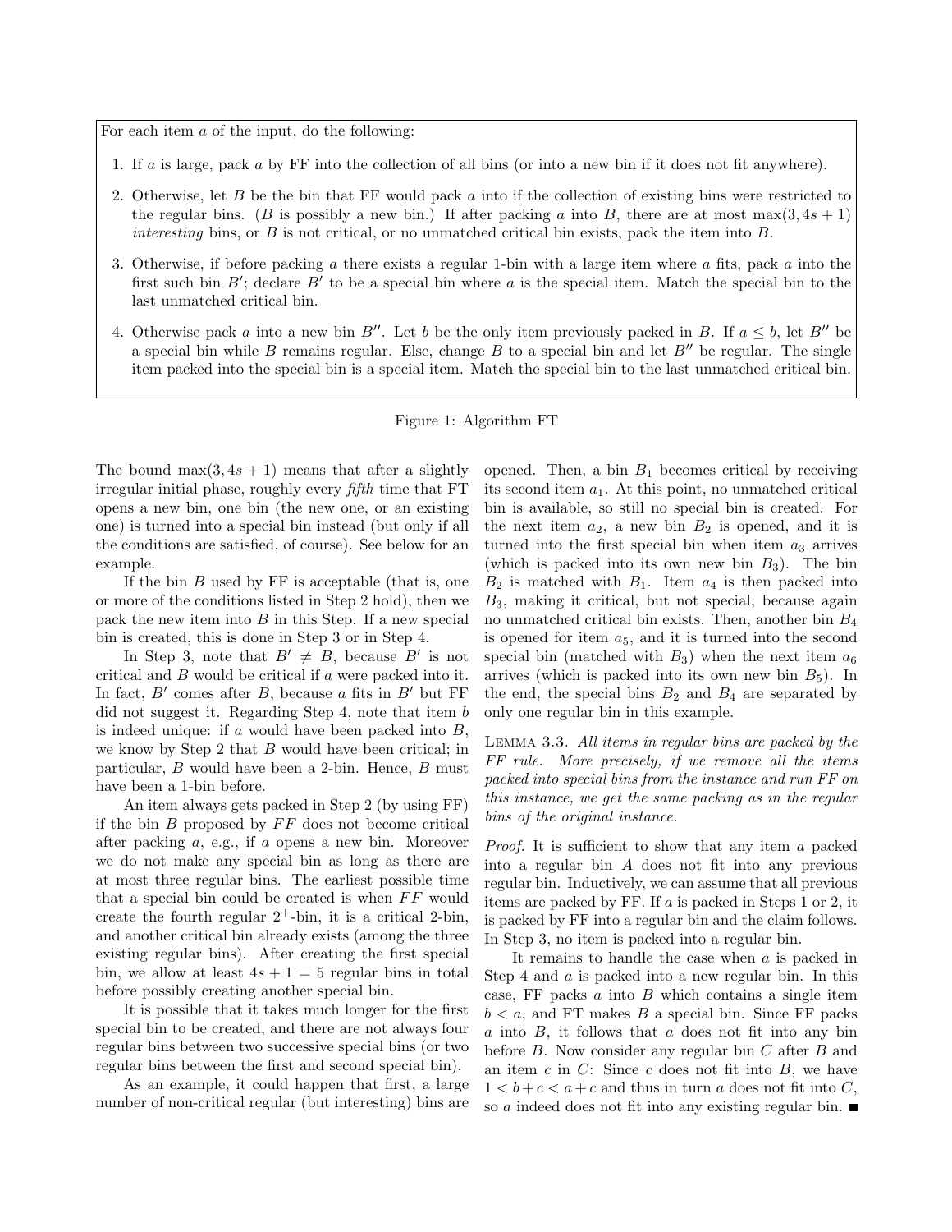For each item $a$ of the input, do the following:

1. If $a$ is large, pack $a$ by FF into the collection of all bins (or into a new bin if it does not fit anywhere).
2. Otherwise, let $B$ be the bin that FF would pack $a$ into if the collection of existing bins were restricted to the regular bins. ($B$ is possibly a new bin.) If after packing $a$ into $B$, there are at most $\max(3, 4s + 1)$ *interesting* bins, or $B$ is not critical, or no unmatched critical bin exists, pack the item into $B$.
3. Otherwise, if before packing $a$ there exists a regular 1-bin with a large item where $a$ fits, pack $a$ into the first such bin $B'$; declare $B'$ to be a special bin where $a$ is the special item. Match the special bin to the last unmatched critical bin.
4. Otherwise pack $a$ into a new bin $B''$. Let $b$ be the only item previously packed in $B$. If $a \le b$, let $B''$ be a special bin while $B$ remains regular. Else, change $B$ to a special bin and let $B''$ be regular. The single item packed into the special bin is a special item. Match the special bin to the last unmatched critical bin.

Figure 1: Algorithm FT

The bound $\max(3, 4s+1)$ means that after a slightly irregular initial phase, roughly every *fifth* time that FT opens a new bin, one bin (the new one, or an existing one) is turned into a special bin instead (but only if all the conditions are satisfied, of course). See below for an example.

If the bin $B$ used by FF is acceptable (that is, one or more of the conditions listed in Step 2 hold), then we pack the new item into $B$ in this Step. If a new special bin is created, this is done in Step 3 or in Step 4.

In Step 3, note that $B' \neq B$, because $B'$ is not critical and $B$ would be critical if $a$ were packed into it. In fact, $B'$ comes after $B$, because $a$ fits in $B'$ but FF did not suggest it. Regarding Step 4, note that item $b$ is indeed unique: if $a$ would have been packed into $B$, we know by Step 2 that $B$ would have been critical; in particular, $B$ would have been a 2-bin. Hence, $B$ must have been a 1-bin before.

An item always gets packed in Step 2 (by using FF) if the bin $B$ proposed by $FF$ does not become critical after packing $a$, e.g., if $a$ opens a new bin. Moreover we do not make any special bin as long as there are at most three regular bins. The earliest possible time that a special bin could be created is when $FF$ would create the fourth regular $2^+$-bin, it is a critical 2-bin, and another critical bin already exists (among the three existing regular bins). After creating the first special bin, we allow at least $4s + 1 = 5$ regular bins in total before possibly creating another special bin.

It is possible that it takes much longer for the first special bin to be created, and there are not always four regular bins between two successive special bins (or two regular bins between the first and second special bin).

As an example, it could happen that first, a large number of non-critical regular (but interesting) bins are opened. Then, a bin $B_1$ becomes critical by receiving its second item $a_1$. At this point, no unmatched critical bin is available, so still no special bin is created. For the next item $a_2$, a new bin $B_2$ is opened, and it is turned into the first special bin when item $a_3$ arrives (which is packed into its own new bin $B_3$). The bin $B_2$ is matched with $B_1$. Item $a_4$ is then packed into $B_3$, making it critical, but not special, because again no unmatched critical bin exists. Then, another bin $B_4$ is opened for item $a_5$, and it is turned into the second special bin (matched with $B_3$) when the next item $a_6$ arrives (which is packed into its own new bin $B_5$). In the end, the special bins $B_2$ and $B_4$ are separated by only one regular bin in this example.

Lemma 3.3. *All items in regular bins are packed by the FF rule. More precisely, if we remove all the items packed into special bins from the instance and run FF on this instance, we get the same packing as in the regular bins of the original instance.*

*Proof.* It is sufficient to show that any item $a$ packed into a regular bin $A$ does not fit into any previous regular bin. Inductively, we can assume that all previous items are packed by FF. If $a$ is packed in Steps 1 or 2, it is packed by FF into a regular bin and the claim follows. In Step 3, no item is packed into a regular bin.

It remains to handle the case when $a$ is packed in Step 4 and $a$ is packed into a new regular bin. In this case, FF packs $a$ into $B$ which contains a single item $b < a$, and FT makes $B$ a special bin. Since FF packs $a$ into $B$, it follows that $a$ does not fit into any bin before $B$. Now consider any regular bin $C$ after $B$ and an item $c$ in $C$: Since $c$ does not fit into $B$, we have $1 < b + c < a + c$ and thus in turn $a$ does not fit into $C$, so $a$ indeed does not fit into any existing regular bin. ■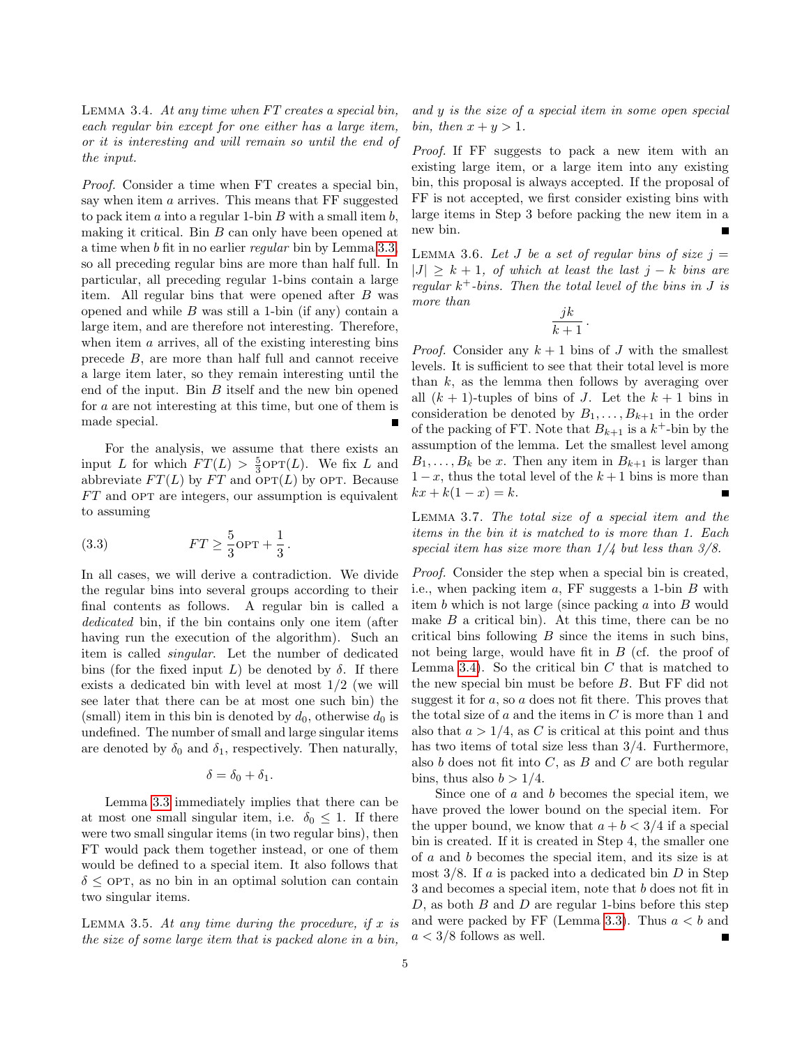Lemma 3.4. *At any time when FT creates a special bin, each regular bin except for one either has a large item, or it is interesting and will remain so until the end of the input.*

*Proof.* Consider a time when FT creates a special bin, say when item $a$ arrives. This means that FF suggested to pack item $a$ into a regular 1-bin $B$ with a small item $b$, making it critical. Bin $B$ can only have been opened at a time when $b$ fit in no earlier *regular* bin by Lemma 3.3, so all preceding regular bins are more than half full. In particular, all preceding regular 1-bins contain a large item. All regular bins that were opened after $B$ was opened and while $B$ was still a 1-bin (if any) contain a large item, and are therefore not interesting. Therefore, when item $a$ arrives, all of the existing interesting bins precede $B$, are more than half full and cannot receive a large item later, so they remain interesting until the end of the input. Bin $B$ itself and the new bin opened for $a$ are not interesting at this time, but one of them is made special. ∎

For the analysis, we assume that there exists an input $L$ for which $FT(L) > \frac{5}{3}\text{OPT}(L)$. We fix $L$ and abbreviate $FT(L)$ by $FT$ and $\text{OPT}(L)$ by OPT. Because $FT$ and OPT are integers, our assumption is equivalent to assuming

$$FT \geq \frac{5}{3}\text{OPT} + \frac{1}{3}\,. \tag{3.3}$$

In all cases, we will derive a contradiction. We divide the regular bins into several groups according to their final contents as follows. A regular bin is called a *dedicated* bin, if the bin contains only one item (after having run the execution of the algorithm). Such an item is called *singular*. Let the number of dedicated bins (for the fixed input $L$) be denoted by $\delta$. If there exists a dedicated bin with level at most $1/2$ (we will see later that there can be at most one such bin) the (small) item in this bin is denoted by $d_0$, otherwise $d_0$ is undefined. The number of small and large singular items are denoted by $\delta_0$ and $\delta_1$, respectively. Then naturally,

$$\delta = \delta_0 + \delta_1.$$

Lemma 3.3 immediately implies that there can be at most one small singular item, i.e. $\delta_0 \leq 1$. If there were two small singular items (in two regular bins), then FT would pack them together instead, or one of them would be defined to a special item. It also follows that $\delta \leq \text{OPT}$, as no bin in an optimal solution can contain two singular items.

Lemma 3.5. *At any time during the procedure, if $x$ is the size of some large item that is packed alone in a bin, and $y$ is the size of a special item in some open special bin, then $x + y > 1$.*

*Proof.* If FF suggests to pack a new item with an existing large item, or a large item into any existing bin, this proposal is always accepted. If the proposal of FF is not accepted, we first consider existing bins with large items in Step 3 before packing the new item in a new bin. ∎

Lemma 3.6. *Let $J$ be a set of regular bins of size $j = |J| \geq k + 1$, of which at least the last $j - k$ bins are regular $k^+$-bins. Then the total level of the bins in $J$ is more than*

$$\frac{jk}{k+1}\,.$$

*Proof.* Consider any $k + 1$ bins of $J$ with the smallest levels. It is sufficient to see that their total level is more than $k$, as the lemma then follows by averaging over all $(k+1)$-tuples of bins of $J$. Let the $k + 1$ bins in consideration be denoted by $B_1, \ldots, B_{k+1}$ in the order of the packing of FT. Note that $B_{k+1}$ is a $k^+$-bin by the assumption of the lemma. Let the smallest level among $B_1, \ldots, B_k$ be $x$. Then any item in $B_{k+1}$ is larger than $1 - x$, thus the total level of the $k+1$ bins is more than $kx + k(1 - x) = k$. ∎

Lemma 3.7. *The total size of a special item and the items in the bin it is matched to is more than 1. Each special item has size more than 1/4 but less than 3/8.*

*Proof.* Consider the step when a special bin is created, i.e., when packing item $a$, FF suggests a 1-bin $B$ with item $b$ which is not large (since packing $a$ into $B$ would make $B$ a critical bin). At this time, there can be no critical bins following $B$ since the items in such bins, not being large, would have fit in $B$ (cf. the proof of Lemma 3.4). So the critical bin $C$ that is matched to the new special bin must be before $B$. But FF did not suggest it for $a$, so $a$ does not fit there. This proves that the total size of $a$ and the items in $C$ is more than 1 and also that $a > 1/4$, as $C$ is critical at this point and thus has two items of total size less than $3/4$. Furthermore, also $b$ does not fit into $C$, as $B$ and $C$ are both regular bins, thus also $b > 1/4$.

Since one of $a$ and $b$ becomes the special item, we have proved the lower bound on the special item. For the upper bound, we know that $a + b < 3/4$ if a special bin is created. If it is created in Step 4, the smaller one of $a$ and $b$ becomes the special item, and its size is at most $3/8$. If $a$ is packed into a dedicated bin $D$ in Step 3 and becomes a special item, note that $b$ does not fit in $D$, as both $B$ and $D$ are regular 1-bins before this step and were packed by FF (Lemma 3.3). Thus $a < b$ and $a < 3/8$ follows as well. ∎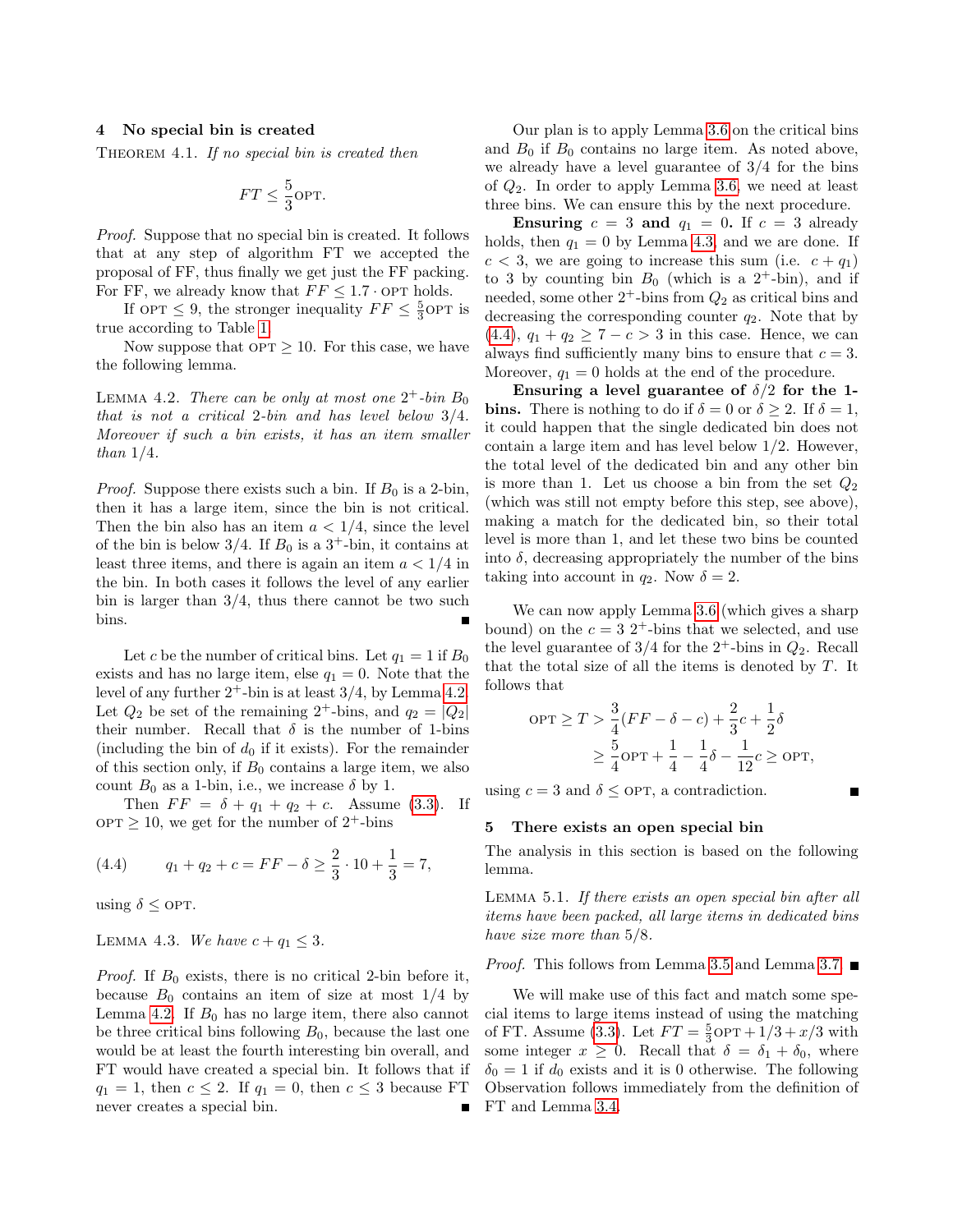## 4 No special bin is created

THEOREM 4.1. *If no special bin is created then*

$$FT \le \frac{5}{3}\text{OPT}.$$

*Proof.* Suppose that no special bin is created. It follows that at any step of algorithm FT we accepted the proposal of FF, thus finally we get just the FF packing. For FF, we already know that $FF \le 1.7 \cdot \text{OPT}$ holds.

If $\text{OPT} \le 9$, the stronger inequality $FF \le \frac{5}{3}\text{OPT}$ is true according to Table 1.

Now suppose that $\text{OPT} \ge 10$. For this case, we have the following lemma.

LEMMA 4.2. *There can be only at most one $2^+$-bin $B_0$ that is not a critical 2-bin and has level below 3/4. Moreover if such a bin exists, it has an item smaller than 1/4.*

*Proof.* Suppose there exists such a bin. If $B_0$ is a 2-bin, then it has a large item, since the bin is not critical. Then the bin also has an item $a < 1/4$, since the level of the bin is below 3/4. If $B_0$ is a $3^+$-bin, it contains at least three items, and there is again an item $a < 1/4$ in the bin. In both cases it follows the level of any earlier bin is larger than 3/4, thus there cannot be two such bins. ∎

Let $c$ be the number of critical bins. Let $q_1 = 1$ if $B_0$ exists and has no large item, else $q_1 = 0$. Note that the level of any further $2^+$-bin is at least 3/4, by Lemma 4.2. Let $Q_2$ be set of the remaining $2^+$-bins, and $q_2 = |Q_2|$ their number. Recall that $\delta$ is the number of 1-bins (including the bin of $d_0$ if it exists). For the remainder of this section only, if $B_0$ contains a large item, we also count $B_0$ as a 1-bin, i.e., we increase $\delta$ by 1.

Then $FF = \delta + q_1 + q_2 + c$. Assume (3.3). If $\text{OPT} \ge 10$, we get for the number of $2^+$-bins

$$q_1 + q_2 + c = FF - \delta \ge \frac{2}{3} \cdot 10 + \frac{1}{3} = 7, \tag{4.4}$$

using $\delta \le \text{OPT}$.

LEMMA 4.3. *We have $c + q_1 \le 3$.*

*Proof.* If $B_0$ exists, there is no critical 2-bin before it, because $B_0$ contains an item of size at most 1/4 by Lemma 4.2. If $B_0$ has no large item, there also cannot be three critical bins following $B_0$, because the last one would be at least the fourth interesting bin overall, and FT would have created a special bin. It follows that if $q_1 = 1$, then $c \le 2$. If $q_1 = 0$, then $c \le 3$ because FT never creates a special bin. ∎

Our plan is to apply Lemma 3.6 on the critical bins and $B_0$ if $B_0$ contains no large item. As noted above, we already have a level guarantee of 3/4 for the bins of $Q_2$. In order to apply Lemma 3.6, we need at least three bins. We can ensure this by the next procedure.

**Ensuring $c = 3$ and $q_1 = 0$.** If $c = 3$ already holds, then $q_1 = 0$ by Lemma 4.3, and we are done. If $c < 3$, we are going to increase this sum (i.e. $c + q_1$) to 3 by counting bin $B_0$ (which is a $2^+$-bin), and if needed, some other $2^+$-bins from $Q_2$ as critical bins and decreasing the corresponding counter $q_2$. Note that by (4.4), $q_1 + q_2 \ge 7 - c > 3$ in this case. Hence, we can always find sufficiently many bins to ensure that $c = 3$. Moreover, $q_1 = 0$ holds at the end of the procedure.

**Ensuring a level guarantee of $\delta/2$ for the 1-bins.** There is nothing to do if $\delta = 0$ or $\delta \ge 2$. If $\delta = 1$, it could happen that the single dedicated bin does not contain a large item and has level below 1/2. However, the total level of the dedicated bin and any other bin is more than 1. Let us choose a bin from the set $Q_2$ (which was still not empty before this step, see above), making a match for the dedicated bin, so their total level is more than 1, and let these two bins be counted into $\delta$, decreasing appropriately the number of the bins taking into account in $q_2$. Now $\delta = 2$.

We can now apply Lemma 3.6 (which gives a sharp bound) on the $c = 3$ $2^+$-bins that we selected, and use the level guarantee of 3/4 for the $2^+$-bins in $Q_2$. Recall that the total size of all the items is denoted by $T$. It follows that

$$\begin{aligned}\text{OPT} \ge T &> \frac{3}{4}(FF - \delta - c) + \frac{2}{3}c + \frac{1}{2}\delta \\ &\ge \frac{5}{4}\text{OPT} + \frac{1}{4} - \frac{1}{4}\delta - \frac{1}{12}c \ge \text{OPT},\end{aligned}$$

using $c = 3$ and $\delta \le \text{OPT}$, a contradiction. ∎

## 5 There exists an open special bin

The analysis in this section is based on the following lemma.

LEMMA 5.1. *If there exists an open special bin after all items have been packed, all large items in dedicated bins have size more than 5/8.*

*Proof.* This follows from Lemma 3.5 and Lemma 3.7. ∎

We will make use of this fact and match some special items to large items instead of using the matching of FT. Assume (3.3). Let $FT = \frac{5}{3}\text{OPT} + 1/3 + x/3$ with some integer $x \ge 0$. Recall that $\delta = \delta_1 + \delta_0$, where $\delta_0 = 1$ if $d_0$ exists and it is 0 otherwise. The following Observation follows immediately from the definition of FT and Lemma 3.4.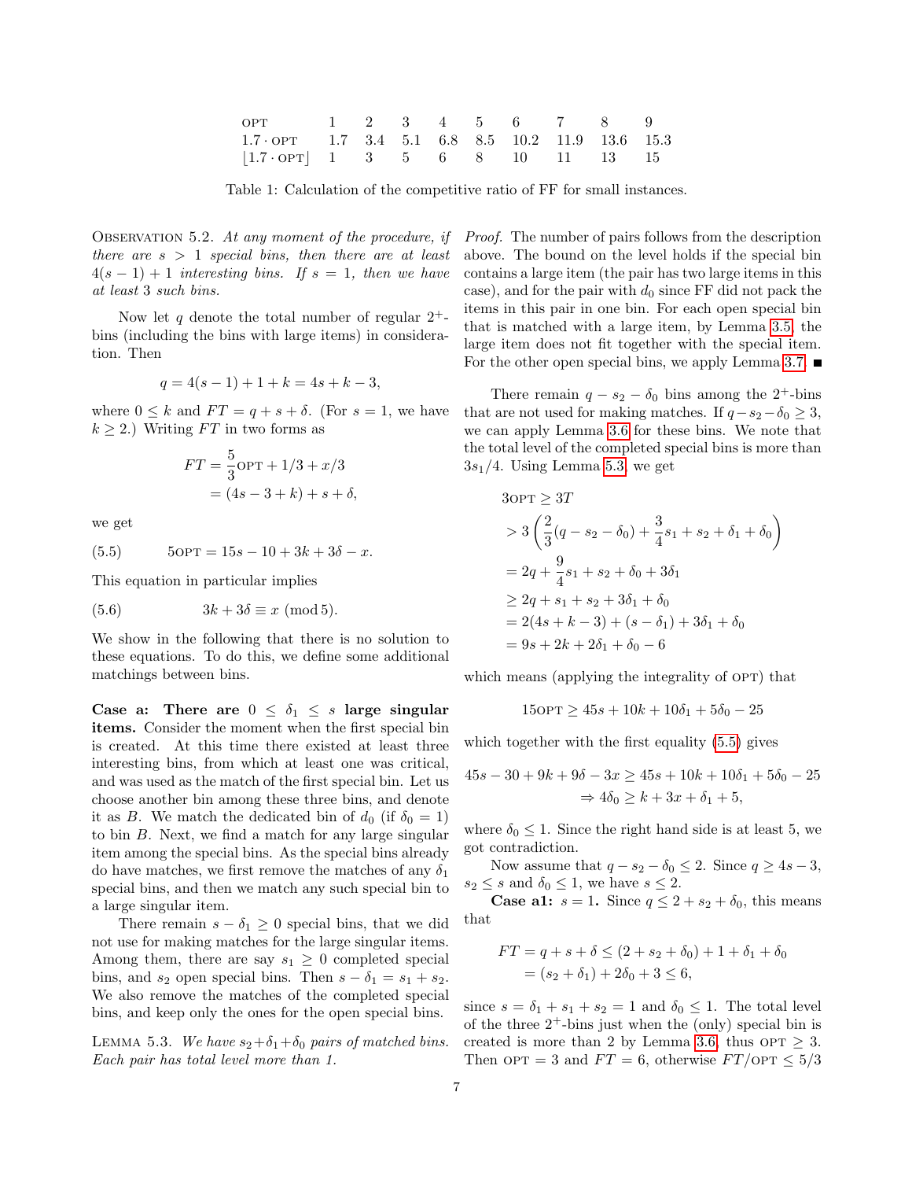| OPT | 1 | 2 | 3 | 4 | 5 | 6 | 7 | 8 | 9 |
|---|---|---|---|---|---|---|---|---|---|
| $1.7 \cdot$ OPT | 1.7 | 3.4 | 5.1 | 6.8 | 8.5 | 10.2 | 11.9 | 13.6 | 15.3 |
| $\lfloor 1.7 \cdot$ OPT$\rfloor$ | 1 | 3 | 5 | 6 | 8 | 10 | 11 | 13 | 15 |

Table 1: Calculation of the competitive ratio of FF for small instances.

Observation 5.2. *At any moment of the procedure, if there are $s > 1$ special bins, then there are at least $4(s-1)+1$ interesting bins. If $s = 1$, then we have at least 3 such bins.*

Now let $q$ denote the total number of regular $2^+$-bins (including the bins with large items) in consideration. Then

$$q = 4(s-1) + 1 + k = 4s + k - 3,$$

where $0 \le k$ and $FT = q + s + \delta$. (For $s = 1$, we have $k \ge 2$.) Writing $FT$ in two forms as

$$FT = \frac{5}{3}\text{OPT} + 1/3 + x/3$$
$$= (4s - 3 + k) + s + \delta,$$

we get

$$(5.5) \qquad 5\text{OPT} = 15s - 10 + 3k + 3\delta - x.$$

This equation in particular implies

$$(5.6) \qquad 3k + 3\delta \equiv x \ (\text{mod}\, 5).$$

We show in the following that there is no solution to these equations. To do this, we define some additional matchings between bins.

**Case a: There are $0 \le \delta_1 \le s$ large singular items.** Consider the moment when the first special bin is created. At this time there existed at least three interesting bins, from which at least one was critical, and was used as the match of the first special bin. Let us choose another bin among these three bins, and denote it as $B$. We match the dedicated bin of $d_0$ (if $\delta_0 = 1$) to bin $B$. Next, we find a match for any large singular item among the special bins. As the special bins already do have matches, we first remove the matches of any $\delta_1$ special bins, and then we match any such special bin to a large singular item.

There remain $s - \delta_1 \ge 0$ special bins, that we did not use for making matches for the large singular items. Among them, there are say $s_1 \ge 0$ completed special bins, and $s_2$ open special bins. Then $s - \delta_1 = s_1 + s_2$. We also remove the matches of the completed special bins, and keep only the ones for the open special bins.

Lemma 5.3. *We have $s_2 + \delta_1 + \delta_0$ pairs of matched bins. Each pair has total level more than 1.*

*Proof.* The number of pairs follows from the description above. The bound on the level holds if the special bin contains a large item (the pair has two large items in this case), and for the pair with $d_0$ since FF did not pack the items in this pair in one bin. For each open special bin that is matched with a large item, by Lemma 3.5, the large item does not fit together with the special item. For the other open special bins, we apply Lemma 3.7. ∎

There remain $q - s_2 - \delta_0$ bins among the $2^+$-bins that are not used for making matches. If $q - s_2 - \delta_0 \ge 3$, we can apply Lemma 3.6 for these bins. We note that the total level of the completed special bins is more than $3s_1/4$. Using Lemma 5.3, we get

$$\begin{aligned}
3\text{OPT} &\ge 3T \\
&> 3\left(\frac{2}{3}(q - s_2 - \delta_0) + \frac{3}{4}s_1 + s_2 + \delta_1 + \delta_0\right) \\
&= 2q + \frac{9}{4}s_1 + s_2 + \delta_0 + 3\delta_1 \\
&\ge 2q + s_1 + s_2 + 3\delta_1 + \delta_0 \\
&= 2(4s + k - 3) + (s - \delta_1) + 3\delta_1 + \delta_0 \\
&= 9s + 2k + 2\delta_1 + \delta_0 - 6
\end{aligned}$$

which means (applying the integrality of OPT) that

$$15\text{OPT} \ge 45s + 10k + 10\delta_1 + 5\delta_0 - 25$$

which together with the first equality (5.5) gives

$$45s - 30 + 9k + 9\delta - 3x \ge 45s + 10k + 10\delta_1 + 5\delta_0 - 25$$
$$\Rightarrow 4\delta_0 \ge k + 3x + \delta_1 + 5,$$

where $\delta_0 \le 1$. Since the right hand side is at least 5, we got contradiction.

Now assume that $q - s_2 - \delta_0 \le 2$. Since $q \ge 4s - 3$, $s_2 \le s$ and $\delta_0 \le 1$, we have $s \le 2$.

**Case a1: $s = 1$.** Since $q \le 2 + s_2 + \delta_0$, this means that

$$\begin{aligned}
FT &= q + s + \delta \le (2 + s_2 + \delta_0) + 1 + \delta_1 + \delta_0 \\
&= (s_2 + \delta_1) + 2\delta_0 + 3 \le 6,
\end{aligned}$$

since $s = \delta_1 + s_1 + s_2 = 1$ and $\delta_0 \le 1$. The total level of the three $2^+$-bins just when the (only) special bin is created is more than 2 by Lemma 3.6, thus OPT $\ge 3$. Then OPT $= 3$ and $FT = 6$, otherwise $FT/\text{OPT} \le 5/3$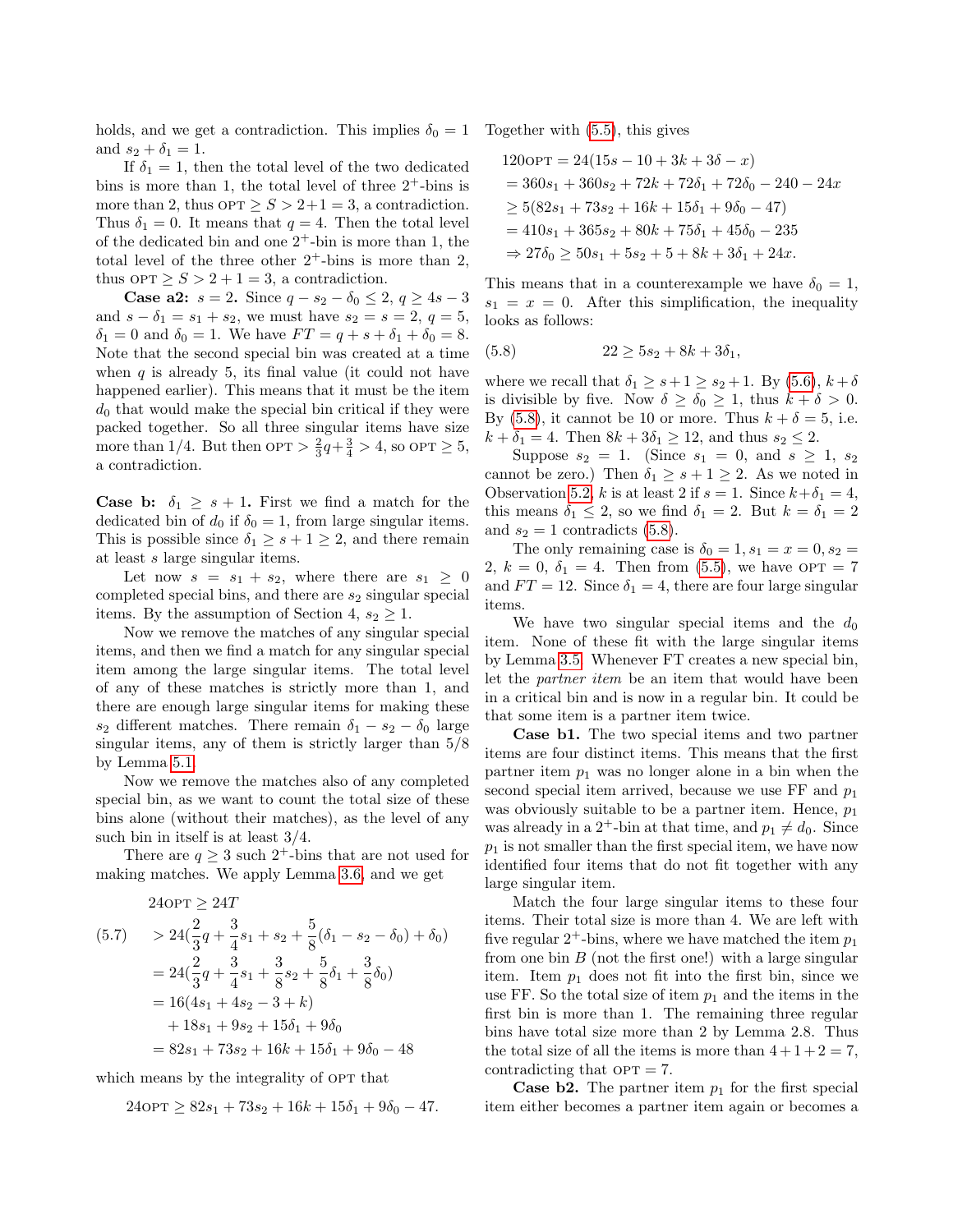holds, and we get a contradiction. This implies $\delta_0 = 1$ and $s_2 + \delta_1 = 1$.

If $\delta_1 = 1$, then the total level of the two dedicated bins is more than 1, the total level of three $2^+$-bins is more than 2, thus $\text{OPT} \geq S > 2+1 = 3$, a contradiction. Thus $\delta_1 = 0$. It means that $q = 4$. Then the total level of the dedicated bin and one $2^+$-bin is more than 1, the total level of the three other $2^+$-bins is more than 2, thus $\text{OPT} \geq S > 2 + 1 = 3$, a contradiction.

**Case a2:** $s = 2$. Since $q - s_2 - \delta_0 \leq 2$, $q \geq 4s - 3$ and $s - \delta_1 = s_1 + s_2$, we must have $s_2 = s = 2$, $q = 5$, $\delta_1 = 0$ and $\delta_0 = 1$. We have $FT = q + s + \delta_1 + \delta_0 = 8$. Note that the second special bin was created at a time when $q$ is already 5, its final value (it could not have happened earlier). This means that it must be the item $d_0$ that would make the special bin critical if they were packed together. So all three singular items have size more than 1/4. But then $\text{OPT} > \frac{2}{3}q + \frac{3}{4} > 4$, so $\text{OPT} \geq 5$, a contradiction.

**Case b:** $\delta_1 \geq s + 1$. First we find a match for the dedicated bin of $d_0$ if $\delta_0 = 1$, from large singular items. This is possible since $\delta_1 \geq s + 1 \geq 2$, and there remain at least $s$ large singular items.

Let now $s = s_1 + s_2$, where there are $s_1 \geq 0$ completed special bins, and there are $s_2$ singular special items. By the assumption of Section 4, $s_2 \geq 1$.

Now we remove the matches of any singular special items, and then we find a match for any singular special item among the large singular items. The total level of any of these matches is strictly more than 1, and there are enough large singular items for making these $s_2$ different matches. There remain $\delta_1 - s_2 - \delta_0$ large singular items, any of them is strictly larger than 5/8 by Lemma 5.1.

Now we remove the matches also of any completed special bin, as we want to count the total size of these bins alone (without their matches), as the level of any such bin in itself is at least 3/4.

There are $q \geq 3$ such $2^+$-bins that are not used for making matches. We apply Lemma 3.6, and we get

$$
\begin{aligned}
&24\text{OPT} \geq 24T \\
(5.7)\quad &> 24(\frac{2}{3}q + \frac{3}{4}s_1 + s_2 + \frac{5}{8}(\delta_1 - s_2 - \delta_0) + \delta_0) \\
&= 24(\frac{2}{3}q + \frac{3}{4}s_1 + \frac{3}{8}s_2 + \frac{5}{8}\delta_1 + \frac{3}{8}\delta_0) \\
&= 16(4s_1 + 4s_2 - 3 + k) \\
&\quad + 18s_1 + 9s_2 + 15\delta_1 + 9\delta_0 \\
&= 82s_1 + 73s_2 + 16k + 15\delta_1 + 9\delta_0 - 48
\end{aligned}
$$

which means by the integrality of OPT that

$$24\text{OPT} \geq 82s_1 + 73s_2 + 16k + 15\delta_1 + 9\delta_0 - 47.$$

Together with (5.5), this gives

$$
\begin{aligned}
120\text{OPT} &= 24(15s - 10 + 3k + 3\delta - x) \\
&= 360s_1 + 360s_2 + 72k + 72\delta_1 + 72\delta_0 - 240 - 24x \\
&\geq 5(82s_1 + 73s_2 + 16k + 15\delta_1 + 9\delta_0 - 47) \\
&= 410s_1 + 365s_2 + 80k + 75\delta_1 + 45\delta_0 - 235 \\
&\Rightarrow 27\delta_0 \geq 50s_1 + 5s_2 + 5 + 8k + 3\delta_1 + 24x.
\end{aligned}
$$

This means that in a counterexample we have $\delta_0 = 1$, $s_1 = x = 0$. After this simplification, the inequality looks as follows:

$$(5.8) \qquad 22 \geq 5s_2 + 8k + 3\delta_1,$$

where we recall that $\delta_1 \geq s+1 \geq s_2+1$. By (5.6), $k+\delta$ is divisible by five. Now $\delta \geq \delta_0 \geq 1$, thus $k + \delta > 0$. By (5.8), it cannot be 10 or more. Thus $k + \delta = 5$, i.e. $k + \delta_1 = 4$. Then $8k + 3\delta_1 \geq 12$, and thus $s_2 \leq 2$.

Suppose $s_2 = 1$. (Since $s_1 = 0$, and $s \geq 1$, $s_2$ cannot be zero.) Then $\delta_1 \geq s + 1 \geq 2$. As we noted in Observation 5.2, $k$ is at least 2 if $s = 1$. Since $k + \delta_1 = 4$, this means $\delta_1 \leq 2$, so we find $\delta_1 = 2$. But $k = \delta_1 = 2$ and $s_2 = 1$ contradicts (5.8).

The only remaining case is $\delta_0 = 1, s_1 = x = 0, s_2 = 2$, $k = 0$, $\delta_1 = 4$. Then from (5.5), we have $\text{OPT} = 7$ and $FT = 12$. Since $\delta_1 = 4$, there are four large singular items.

We have two singular special items and the $d_0$ item. None of these fit with the large singular items by Lemma 3.5. Whenever FT creates a new special bin, let the *partner item* be an item that would have been in a critical bin and is now in a regular bin. It could be that some item is a partner item twice.

**Case b1.** The two special items and two partner items are four distinct items. This means that the first partner item $p_1$ was no longer alone in a bin when the second special item arrived, because we use FF and $p_1$ was obviously suitable to be a partner item. Hence, $p_1$ was already in a $2^+$-bin at that time, and $p_1 \neq d_0$. Since $p_1$ is not smaller than the first special item, we have now identified four items that do not fit together with any large singular item.

Match the four large singular items to these four items. Their total size is more than 4. We are left with five regular $2^+$-bins, where we have matched the item $p_1$ from one bin $B$ (not the first one!) with a large singular item. Item $p_1$ does not fit into the first bin, since we use FF. So the total size of item $p_1$ and the items in the first bin is more than 1. The remaining three regular bins have total size more than 2 by Lemma 2.8. Thus the total size of all the items is more than $4+1+2 = 7$, contradicting that $\text{OPT} = 7$.

**Case b2.** The partner item $p_1$ for the first special item either becomes a partner item again or becomes a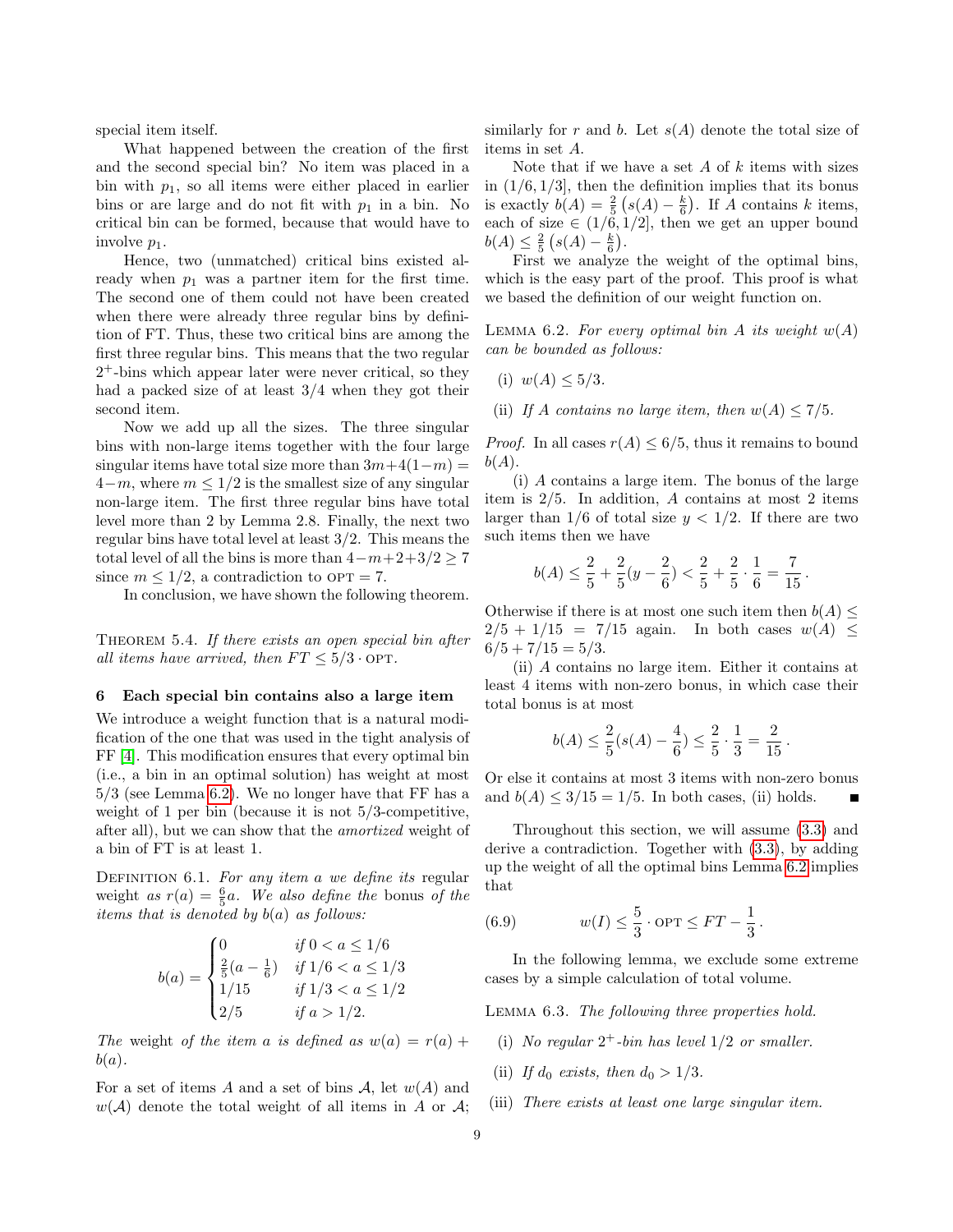special item itself.

What happened between the creation of the first and the second special bin? No item was placed in a bin with $p_1$, so all items were either placed in earlier bins or are large and do not fit with $p_1$ in a bin. No critical bin can be formed, because that would have to involve $p_1$.

Hence, two (unmatched) critical bins existed already when $p_1$ was a partner item for the first time. The second one of them could not have been created when there were already three regular bins by definition of FT. Thus, these two critical bins are among the first three regular bins. This means that the two regular $2^+$-bins which appear later were never critical, so they had a packed size of at least $3/4$ when they got their second item.

Now we add up all the sizes. The three singular bins with non-large items together with the four large singular items have total size more than $3m+4(1-m) = 4-m$, where $m \le 1/2$ is the smallest size of any singular non-large item. The first three regular bins have total level more than 2 by Lemma 2.8. Finally, the next two regular bins have total level at least $3/2$. This means the total level of all the bins is more than $4-m+2+3/2 \ge 7$ since $m \le 1/2$, a contradiction to $\text{OPT} = 7$.

In conclusion, we have shown the following theorem.

**Theorem 5.4.** *If there exists an open special bin after all items have arrived, then $FT \le 5/3 \cdot \text{OPT}$.*

## 6 Each special bin contains also a large item

We introduce a weight function that is a natural modification of the one that was used in the tight analysis of FF [4]. This modification ensures that every optimal bin (i.e., a bin in an optimal solution) has weight at most $5/3$ (see Lemma 6.2). We no longer have that FF has a weight of 1 per bin (because it is not 5/3-competitive, after all), but we can show that the *amortized* weight of a bin of FT is at least 1.

**Definition 6.1.** *For any item $a$ we define its* regular weight *as $r(a) = \frac{6}{5}a$. We also define the* bonus *of the items that is denoted by $b(a)$ as follows:*

$$b(a) = \begin{cases} 0 & \text{if } 0 < a \le 1/6 \\ \frac{2}{5}(a - \frac{1}{6}) & \text{if } 1/6 < a \le 1/3 \\ 1/15 & \text{if } 1/3 < a \le 1/2 \\ 2/5 & \text{if } a > 1/2. \end{cases}$$

*The* weight *of the item $a$ is defined as $w(a) = r(a) + b(a)$.*

For a set of items $A$ and a set of bins $\mathcal{A}$, let $w(A)$ and $w(\mathcal{A})$ denote the total weight of all items in $A$ or $\mathcal{A}$; similarly for $r$ and $b$. Let $s(A)$ denote the total size of items in set $A$.

Note that if we have a set $A$ of $k$ items with sizes in $(1/6, 1/3]$, then the definition implies that its bonus is exactly $b(A) = \frac{2}{5}\left(s(A) - \frac{k}{6}\right)$. If $A$ contains $k$ items, each of size $\in (1/6, 1/2]$, then we get an upper bound $b(A) \le \frac{2}{5}\left(s(A) - \frac{k}{6}\right)$.

First we analyze the weight of the optimal bins, which is the easy part of the proof. This proof is what we based the definition of our weight function on.

**Lemma 6.2.** *For every optimal bin $A$ its weight $w(A)$ can be bounded as follows:*

(i) *$w(A) \le 5/3$.*

(ii) *If $A$ contains no large item, then $w(A) \le 7/5$.*

*Proof.* In all cases $r(A) \le 6/5$, thus it remains to bound $b(A)$.

(i) $A$ contains a large item. The bonus of the large item is $2/5$. In addition, $A$ contains at most 2 items larger than $1/6$ of total size $y < 1/2$. If there are two such items then we have

$$b(A) \le \frac{2}{5} + \frac{2}{5}(y - \frac{2}{6}) < \frac{2}{5} + \frac{2}{5} \cdot \frac{1}{6} = \frac{7}{15}\,.$$

Otherwise if there is at most one such item then $b(A) \le 2/5 + 1/15 = 7/15$ again. In both cases $w(A) \le 6/5 + 7/15 = 5/3$.

(ii) $A$ contains no large item. Either it contains at least 4 items with non-zero bonus, in which case their total bonus is at most

$$b(A) \le \frac{2}{5}(s(A) - \frac{4}{6}) \le \frac{2}{5} \cdot \frac{1}{3} = \frac{2}{15}\,.$$

Or else it contains at most 3 items with non-zero bonus and $b(A) \le 3/15 = 1/5$. In both cases, (ii) holds. ■

Throughout this section, we will assume (3.3) and derive a contradiction. Together with (3.3), by adding up the weight of all the optimal bins Lemma 6.2 implies that

$$(6.9) \qquad w(I) \le \frac{5}{3} \cdot \text{OPT} \le FT - \frac{1}{3}\,.$$

In the following lemma, we exclude some extreme cases by a simple calculation of total volume.

**Lemma 6.3.** *The following three properties hold.*

(i) *No regular $2^+$-bin has level $1/2$ or smaller.*

(ii) *If $d_0$ exists, then $d_0 > 1/3$.*

(iii) *There exists at least one large singular item.*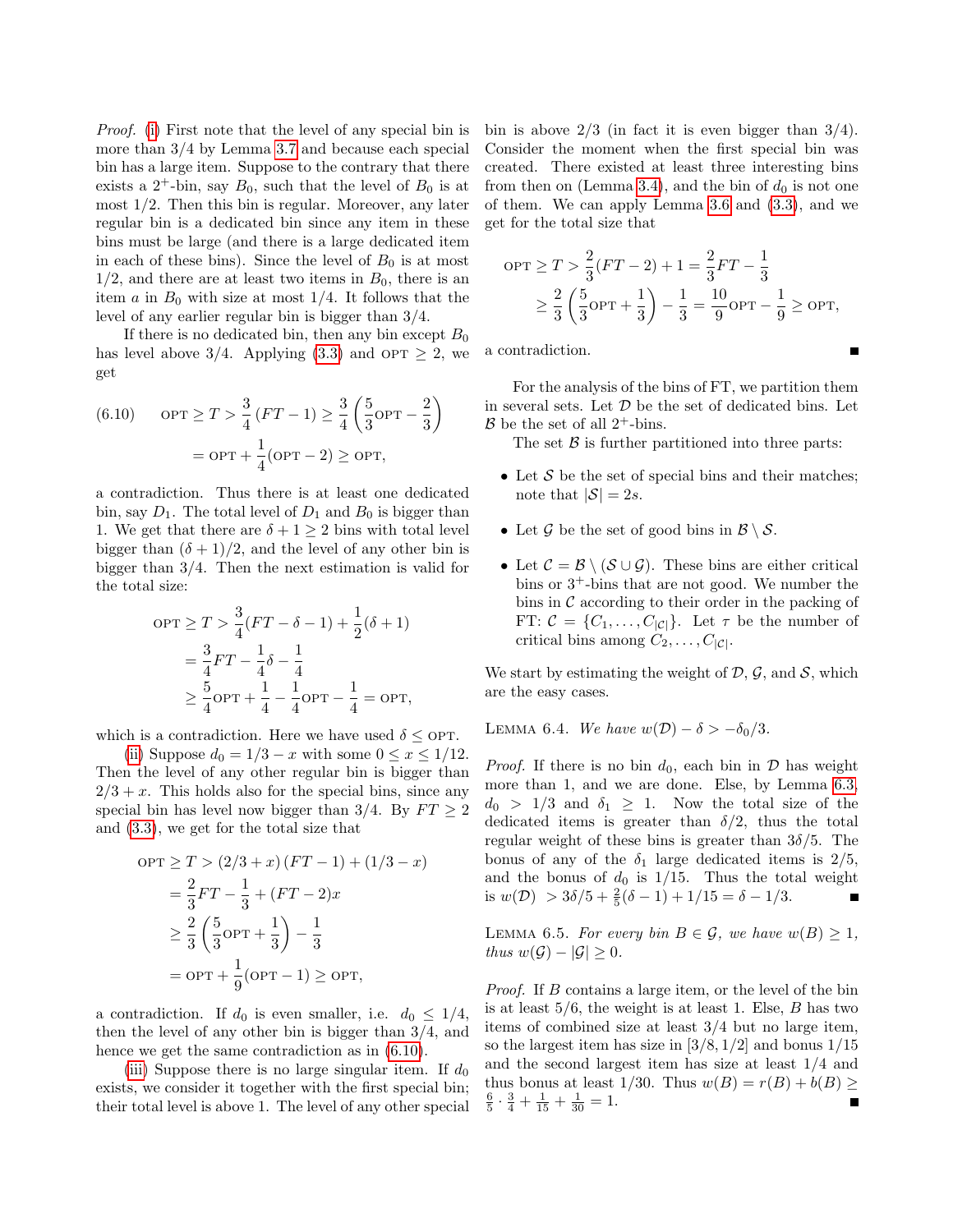*Proof.* (i) First note that the level of any special bin is more than 3/4 by Lemma 3.7 and because each special bin has a large item. Suppose to the contrary that there exists a $2^+$-bin, say $B_0$, such that the level of $B_0$ is at most 1/2. Then this bin is regular. Moreover, any later regular bin is a dedicated bin since any item in these bins must be large (and there is a large dedicated item in each of these bins). Since the level of $B_0$ is at most 1/2, and there are at least two items in $B_0$, there is an item $a$ in $B_0$ with size at most 1/4. It follows that the level of any earlier regular bin is bigger than 3/4.

If there is no dedicated bin, then any bin except $B_0$ has level above 3/4. Applying (3.3) and $\text{OPT} \geq 2$, we get

$$(6.10) \qquad \text{OPT} \geq T > \frac{3}{4}(FT - 1) \geq \frac{3}{4}\left(\frac{5}{3}\text{OPT} - \frac{2}{3}\right)$$
$$= \text{OPT} + \frac{1}{4}(\text{OPT} - 2) \geq \text{OPT},$$

a contradiction. Thus there is at least one dedicated bin, say $D_1$. The total level of $D_1$ and $B_0$ is bigger than 1. We get that there are $\delta + 1 \geq 2$ bins with total level bigger than $(\delta+1)/2$, and the level of any other bin is bigger than 3/4. Then the next estimation is valid for the total size:

$$\begin{aligned}
\text{OPT} \geq T &> \frac{3}{4}(FT - \delta - 1) + \frac{1}{2}(\delta + 1) \\
&= \frac{3}{4}FT - \frac{1}{4}\delta - \frac{1}{4} \\
&\geq \frac{5}{4}\text{OPT} + \frac{1}{4} - \frac{1}{4}\text{OPT} - \frac{1}{4} = \text{OPT},
\end{aligned}$$

which is a contradiction. Here we have used $\delta \leq \text{OPT}$.

(ii) Suppose $d_0 = 1/3 - x$ with some $0 \leq x \leq 1/12$. Then the level of any other regular bin is bigger than $2/3 + x$. This holds also for the special bins, since any special bin has level now bigger than 3/4. By $FT \geq 2$ and (3.3), we get for the total size that

$$\begin{aligned}
\text{OPT} \geq T &> (2/3 + x)(FT - 1) + (1/3 - x) \\
&= \frac{2}{3}FT - \frac{1}{3} + (FT - 2)x \\
&\geq \frac{2}{3}\left(\frac{5}{3}\text{OPT} + \frac{1}{3}\right) - \frac{1}{3} \\
&= \text{OPT} + \frac{1}{9}(\text{OPT} - 1) \geq \text{OPT},
\end{aligned}$$

a contradiction. If $d_0$ is even smaller, i.e. $d_0 \leq 1/4$, then the level of any other bin is bigger than 3/4, and hence we get the same contradiction as in (6.10).

(iii) Suppose there is no large singular item. If $d_0$ exists, we consider it together with the first special bin; their total level is above 1. The level of any other special bin is above 2/3 (in fact it is even bigger than 3/4). Consider the moment when the first special bin was created. There existed at least three interesting bins from then on (Lemma 3.4), and the bin of $d_0$ is not one of them. We can apply Lemma 3.6 and (3.3), and we get for the total size that

$$\begin{aligned}
\text{OPT} \geq T &> \frac{2}{3}(FT - 2) + 1 = \frac{2}{3}FT - \frac{1}{3} \\
&\geq \frac{2}{3}\left(\frac{5}{3}\text{OPT} + \frac{1}{3}\right) - \frac{1}{3} = \frac{10}{9}\text{OPT} - \frac{1}{9} \geq \text{OPT},
\end{aligned}$$

a contradiction. ∎

For the analysis of the bins of FT, we partition them in several sets. Let $\mathcal{D}$ be the set of dedicated bins. Let $\mathcal{B}$ be the set of all $2^+$-bins.

The set $\mathcal{B}$ is further partitioned into three parts:

- Let $\mathcal{S}$ be the set of special bins and their matches; note that $|\mathcal{S}| = 2s$.
- Let $\mathcal{G}$ be the set of good bins in $\mathcal{B} \setminus \mathcal{S}$.
- Let $\mathcal{C} = \mathcal{B} \setminus (\mathcal{S} \cup \mathcal{G})$. These bins are either critical bins or $3^+$-bins that are not good. We number the bins in $\mathcal{C}$ according to their order in the packing of FT: $\mathcal{C} = \{C_1, \ldots, C_{|\mathcal{C}|}\}$. Let $\tau$ be the number of critical bins among $C_2, \ldots, C_{|\mathcal{C}|}$.

We start by estimating the weight of $\mathcal{D}$, $\mathcal{G}$, and $\mathcal{S}$, which are the easy cases.

Lemma 6.4. *We have $w(\mathcal{D}) - \delta > -\delta_0/3$.*

*Proof.* If there is no bin $d_0$, each bin in $\mathcal{D}$ has weight more than 1, and we are done. Else, by Lemma 6.3, $d_0 > 1/3$ and $\delta_1 \geq 1$. Now the total size of the dedicated items is greater than $\delta/2$, thus the total regular weight of these bins is greater than $3\delta/5$. The bonus of any of the $\delta_1$ large dedicated items is 2/5, and the bonus of $d_0$ is 1/15. Thus the total weight is $w(\mathcal{D}) > 3\delta/5 + \frac{2}{5}(\delta - 1) + 1/15 = \delta - 1/3$. ∎

Lemma 6.5. *For every bin $B \in \mathcal{G}$, we have $w(B) \geq 1$, thus $w(\mathcal{G}) - |\mathcal{G}| \geq 0$.*

*Proof.* If $B$ contains a large item, or the level of the bin is at least 5/6, the weight is at least 1. Else, $B$ has two items of combined size at least 3/4 but no large item, so the largest item has size in [3/8, 1/2] and bonus 1/15 and the second largest item has size at least 1/4 and thus bonus at least 1/30. Thus $w(B) = r(B) + b(B) \geq \frac{6}{5} \cdot \frac{3}{4} + \frac{1}{15} + \frac{1}{30} = 1$. ∎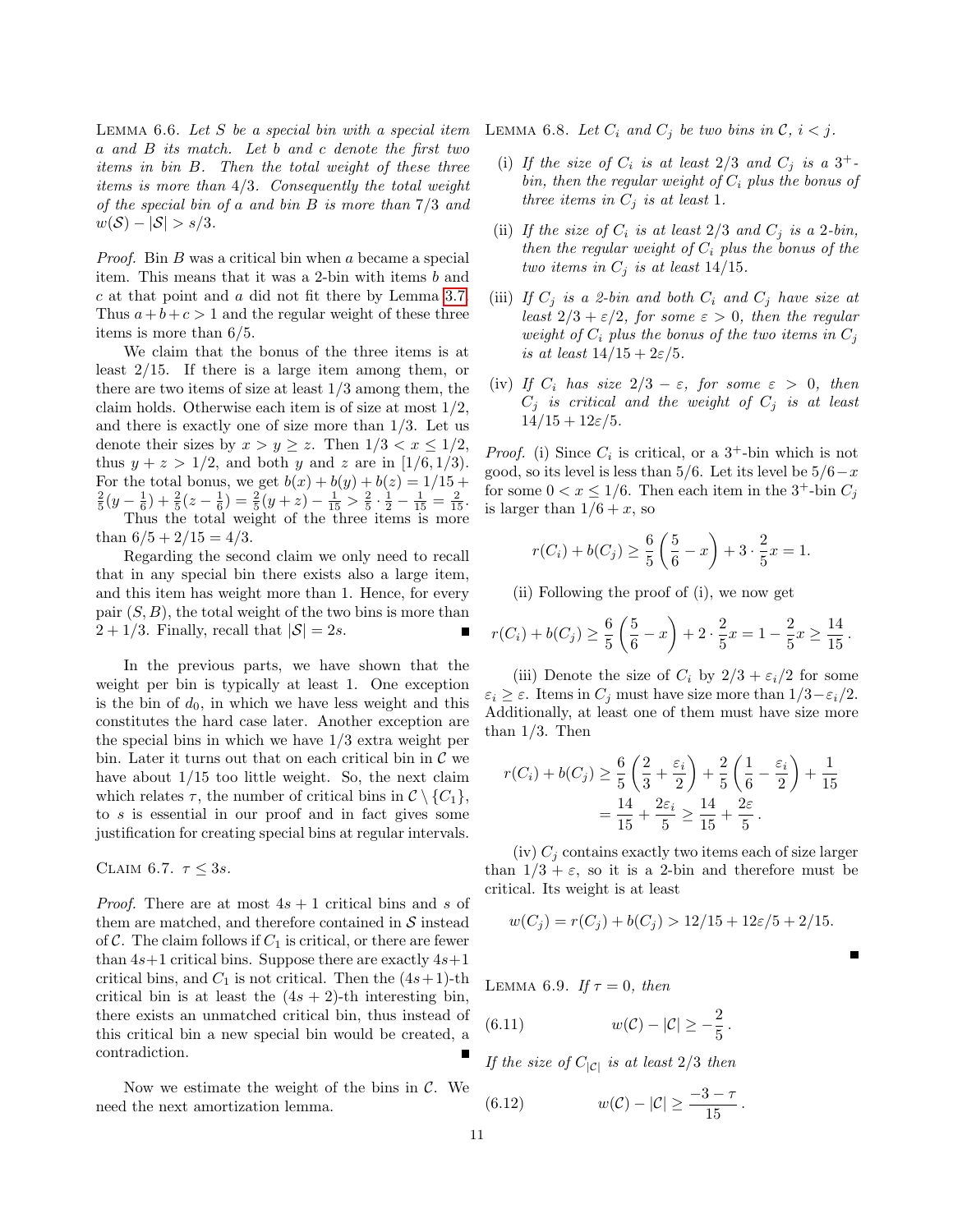Lemma 6.6. *Let $S$ be a special bin with a special item $a$ and $B$ its match. Let $b$ and $c$ denote the first two items in bin $B$. Then the total weight of these three items is more than $4/3$. Consequently the total weight of the special bin of $a$ and bin $B$ is more than $7/3$ and $w(\mathcal{S}) - |\mathcal{S}| > s/3$.*

*Proof.* Bin $B$ was a critical bin when $a$ became a special item. This means that it was a 2-bin with items $b$ and $c$ at that point and $a$ did not fit there by Lemma 3.7. Thus $a+b+c > 1$ and the regular weight of these three items is more than $6/5$.

We claim that the bonus of the three items is at least $2/15$. If there is a large item among them, or there are two items of size at least $1/3$ among them, the claim holds. Otherwise each item is of size at most $1/2$, and there is exactly one of size more than $1/3$. Let us denote their sizes by $x > y \geq z$. Then $1/3 < x \leq 1/2$, thus $y + z > 1/2$, and both $y$ and $z$ are in $[1/6, 1/3)$. For the total bonus, we get $b(x) + b(y) + b(z) = 1/15 + \frac{2}{5}(y - \frac{1}{6}) + \frac{2}{5}(z - \frac{1}{6}) = \frac{2}{5}(y+z) - \frac{1}{15} > \frac{2}{5} \cdot \frac{1}{2} - \frac{1}{15} = \frac{2}{15}$. Thus the total weight of the three items is more than $6/5 + 2/15 = 4/3$.

Regarding the second claim we only need to recall that in any special bin there exists also a large item, and this item has weight more than 1. Hence, for every pair $(S, B)$, the total weight of the two bins is more than $2 + 1/3$. Finally, recall that $|\mathcal{S}| = 2s$. ∎

In the previous parts, we have shown that the weight per bin is typically at least 1. One exception is the bin of $d_0$, in which we have less weight and this constitutes the hard case later. Another exception are the special bins in which we have $1/3$ extra weight per bin. Later it turns out that on each critical bin in $\mathcal{C}$ we have about $1/15$ too little weight. So, the next claim which relates $\tau$, the number of critical bins in $\mathcal{C} \setminus \{C_1\}$, to $s$ is essential in our proof and in fact gives some justification for creating special bins at regular intervals.

Claim 6.7. *$\tau \leq 3s$.*

*Proof.* There are at most $4s+1$ critical bins and $s$ of them are matched, and therefore contained in $\mathcal{S}$ instead of $\mathcal{C}$. The claim follows if $C_1$ is critical, or there are fewer than $4s+1$ critical bins. Suppose there are exactly $4s+1$ critical bins, and $C_1$ is not critical. Then the $(4s+1)$-th critical bin is at least the $(4s+2)$-th interesting bin, there exists an unmatched critical bin, thus instead of this critical bin a new special bin would be created, a contradiction. ∎

Now we estimate the weight of the bins in $\mathcal{C}$. We need the next amortization lemma.

Lemma 6.8. *Let $C_i$ and $C_j$ be two bins in $\mathcal{C}$, $i < j$.*

(i) *If the size of $C_i$ is at least $2/3$ and $C_j$ is a $3^+$-bin, then the regular weight of $C_i$ plus the bonus of three items in $C_j$ is at least 1.*

(ii) *If the size of $C_i$ is at least $2/3$ and $C_j$ is a 2-bin, then the regular weight of $C_i$ plus the bonus of the two items in $C_j$ is at least $14/15$.*

(iii) *If $C_j$ is a 2-bin and both $C_i$ and $C_j$ have size at least $2/3 + \varepsilon/2$, for some $\varepsilon > 0$, then the regular weight of $C_i$ plus the bonus of the two items in $C_j$ is at least $14/15 + 2\varepsilon/5$.*

(iv) *If $C_i$ has size $2/3 - \varepsilon$, for some $\varepsilon > 0$, then $C_j$ is critical and the weight of $C_j$ is at least $14/15 + 12\varepsilon/5$.*

*Proof.* (i) Since $C_i$ is critical, or a $3^+$-bin which is not good, so its level is less than $5/6$. Let its level be $5/6 - x$ for some $0 < x \leq 1/6$. Then each item in the $3^+$-bin $C_j$ is larger than $1/6 + x$, so

$$r(C_i) + b(C_j) \geq \frac{6}{5}\left(\frac{5}{6} - x\right) + 3 \cdot \frac{2}{5}x = 1.$$

(ii) Following the proof of (i), we now get

$$r(C_i) + b(C_j) \geq \frac{6}{5}\left(\frac{5}{6} - x\right) + 2 \cdot \frac{2}{5}x = 1 - \frac{2}{5}x \geq \frac{14}{15}.$$

(iii) Denote the size of $C_i$ by $2/3 + \varepsilon_i/2$ for some $\varepsilon_i \geq \varepsilon$. Items in $C_j$ must have size more than $1/3 - \varepsilon_i/2$. Additionally, at least one of them must have size more than $1/3$. Then

$$\begin{aligned} r(C_i) + b(C_j) &\geq \frac{6}{5}\left(\frac{2}{3} + \frac{\varepsilon_i}{2}\right) + \frac{2}{5}\left(\frac{1}{6} - \frac{\varepsilon_i}{2}\right) + \frac{1}{15} \\ &= \frac{14}{15} + \frac{2\varepsilon_i}{5} \geq \frac{14}{15} + \frac{2\varepsilon}{5}. \end{aligned}$$

(iv) $C_j$ contains exactly two items each of size larger than $1/3 + \varepsilon$, so it is a 2-bin and therefore must be critical. Its weight is at least

$$w(C_j) = r(C_j) + b(C_j) > 12/15 + 12\varepsilon/5 + 2/15.$$

∎

Lemma 6.9. *If $\tau = 0$, then*

$$w(\mathcal{C}) - |\mathcal{C}| \geq -\frac{2}{5}. \tag{6.11}$$

*If the size of $C_{|\mathcal{C}|}$ is at least $2/3$ then*

$$w(\mathcal{C}) - |\mathcal{C}| \geq \frac{-3 - \tau}{15}. \tag{6.12}$$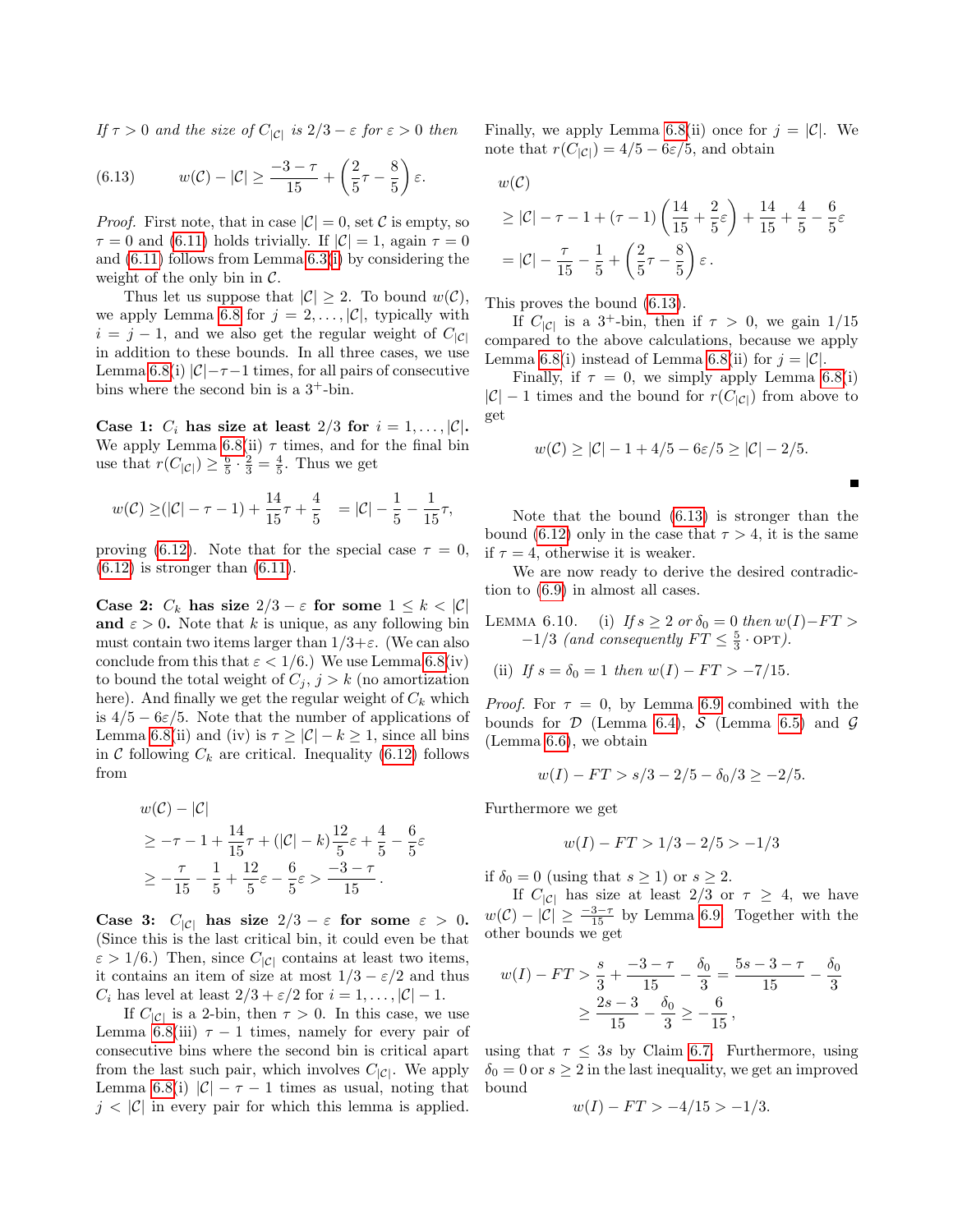*If $\tau > 0$ and the size of $C_{|\mathcal{C}|}$ is $2/3 - \varepsilon$ for $\varepsilon > 0$ then*

$$w(\mathcal{C}) - |\mathcal{C}| \geq \frac{-3-\tau}{15} + \left(\frac{2}{5}\tau - \frac{8}{5}\right)\varepsilon. \tag{6.13}$$

*Proof.* First note, that in case $|\mathcal{C}| = 0$, set $\mathcal{C}$ is empty, so $\tau = 0$ and (6.11) holds trivially. If $|\mathcal{C}| = 1$, again $\tau = 0$ and (6.11) follows from Lemma 6.3(i) by considering the weight of the only bin in $\mathcal{C}$.

Thus let us suppose that $|\mathcal{C}| \geq 2$. To bound $w(\mathcal{C})$, we apply Lemma 6.8 for $j = 2, \ldots, |\mathcal{C}|$, typically with $i = j - 1$, and we also get the regular weight of $C_{|\mathcal{C}|}$ in addition to these bounds. In all three cases, we use Lemma 6.8(i) $|\mathcal{C}| - \tau - 1$ times, for all pairs of consecutive bins where the second bin is a $3^+$-bin.

**Case 1: $C_i$ has size at least $2/3$ for $i = 1, \ldots, |\mathcal{C}|$.** We apply Lemma 6.8(ii) $\tau$ times, and for the final bin use that $r(C_{|\mathcal{C}|}) \geq \frac{6}{5} \cdot \frac{2}{3} = \frac{4}{5}$. Thus we get

$$w(\mathcal{C}) \geq (|\mathcal{C}| - \tau - 1) + \frac{14}{15}\tau + \frac{4}{5} \quad = |\mathcal{C}| - \frac{1}{5} - \frac{1}{15}\tau,$$

proving (6.12). Note that for the special case $\tau = 0$, (6.12) is stronger than (6.11).

**Case 2: $C_k$ has size $2/3 - \varepsilon$ for some $1 \leq k < |\mathcal{C}|$ and $\varepsilon > 0$.** Note that $k$ is unique, as any following bin must contain two items larger than $1/3 + \varepsilon$. (We can also conclude from this that $\varepsilon < 1/6$.) We use Lemma 6.8(iv) to bound the total weight of $C_j$, $j > k$ (no amortization here). And finally we get the regular weight of $C_k$ which is $4/5 - 6\varepsilon/5$. Note that the number of applications of Lemma 6.8(ii) and (iv) is $\tau \geq |\mathcal{C}| - k \geq 1$, since all bins in $\mathcal{C}$ following $C_k$ are critical. Inequality (6.12) follows from

$$\begin{aligned}
&w(\mathcal{C}) - |\mathcal{C}| \\
&\geq -\tau - 1 + \frac{14}{15}\tau + (|\mathcal{C}| - k)\frac{12}{5}\varepsilon + \frac{4}{5} - \frac{6}{5}\varepsilon \\
&\geq -\frac{\tau}{15} - \frac{1}{5} + \frac{12}{5}\varepsilon - \frac{6}{5}\varepsilon > \frac{-3-\tau}{15}.
\end{aligned}$$

**Case 3: $C_{|\mathcal{C}|}$ has size $2/3 - \varepsilon$ for some $\varepsilon > 0$.** (Since this is the last critical bin, it could even be that $\varepsilon > 1/6$.) Then, since $C_{|\mathcal{C}|}$ contains at least two items, it contains an item of size at most $1/3 - \varepsilon/2$ and thus $C_i$ has level at least $2/3 + \varepsilon/2$ for $i = 1, \ldots, |\mathcal{C}| - 1$.

If $C_{|\mathcal{C}|}$ is a 2-bin, then $\tau > 0$. In this case, we use Lemma 6.8(iii) $\tau - 1$ times, namely for every pair of consecutive bins where the second bin is critical apart from the last such pair, which involves $C_{|\mathcal{C}|}$. We apply Lemma 6.8(i) $|\mathcal{C}| - \tau - 1$ times as usual, noting that $j < |\mathcal{C}|$ in every pair for which this lemma is applied. Finally, we apply Lemma 6.8(ii) once for $j = |\mathcal{C}|$. We note that $r(C_{|\mathcal{C}|}) = 4/5 - 6\varepsilon/5$, and obtain

$$\begin{aligned}
&w(\mathcal{C}) \\
&\geq |\mathcal{C}| - \tau - 1 + (\tau - 1)\left(\frac{14}{15} + \frac{2}{5}\varepsilon\right) + \frac{14}{15} + \frac{4}{5} - \frac{6}{5}\varepsilon \\
&= |\mathcal{C}| - \frac{\tau}{15} - \frac{1}{5} + \left(\frac{2}{5}\tau - \frac{8}{5}\right)\varepsilon.
\end{aligned}$$

This proves the bound (6.13).

If $C_{|\mathcal{C}|}$ is a $3^+$-bin, then if $\tau > 0$, we gain $1/15$ compared to the above calculations, because we apply Lemma 6.8(i) instead of Lemma 6.8(ii) for $j = |\mathcal{C}|$.

Finally, if $\tau = 0$, we simply apply Lemma 6.8(i) $|\mathcal{C}| - 1$ times and the bound for $r(C_{|\mathcal{C}|})$ from above to get

$$w(\mathcal{C}) \geq |\mathcal{C}| - 1 + 4/5 - 6\varepsilon/5 \geq |\mathcal{C}| - 2/5.$$

∎

Note that the bound (6.13) is stronger than the bound (6.12) only in the case that $\tau > 4$, it is the same if $\tau = 4$, otherwise it is weaker.

We are now ready to derive the desired contradiction to (6.9) in almost all cases.

Lemma 6.10. (i) *If $s \geq 2$ or $\delta_0 = 0$ then $w(I) - FT > -1/3$ (and consequently $FT \leq \frac{5}{3} \cdot \text{OPT}$).*

(ii) *If $s = \delta_0 = 1$ then $w(I) - FT > -7/15$.*

*Proof.* For $\tau = 0$, by Lemma 6.9 combined with the bounds for $\mathcal{D}$ (Lemma 6.4), $\mathcal{S}$ (Lemma 6.5) and $\mathcal{G}$ (Lemma 6.6), we obtain

$$w(I) - FT > s/3 - 2/5 - \delta_0/3 \geq -2/5.$$

Furthermore we get

$$w(I) - FT > 1/3 - 2/5 > -1/3$$

if $\delta_0 = 0$ (using that $s \geq 1$) or $s \geq 2$.

If $C_{|\mathcal{C}|}$ has size at least $2/3$ or $\tau \geq 4$, we have $w(\mathcal{C}) - |\mathcal{C}| \geq \frac{-3-\tau}{15}$ by Lemma 6.9. Together with the other bounds we get

$$\begin{aligned}
w(I) - FT &> \frac{s}{3} + \frac{-3-\tau}{15} - \frac{\delta_0}{3} = \frac{5s - 3 - \tau}{15} - \frac{\delta_0}{3} \\
&\geq \frac{2s - 3}{15} - \frac{\delta_0}{3} \geq -\frac{6}{15},
\end{aligned}$$

using that $\tau \leq 3s$ by Claim 6.7. Furthermore, using $\delta_0 = 0$ or $s \geq 2$ in the last inequality, we get an improved bound

$$w(I) - FT > -4/15 > -1/3.$$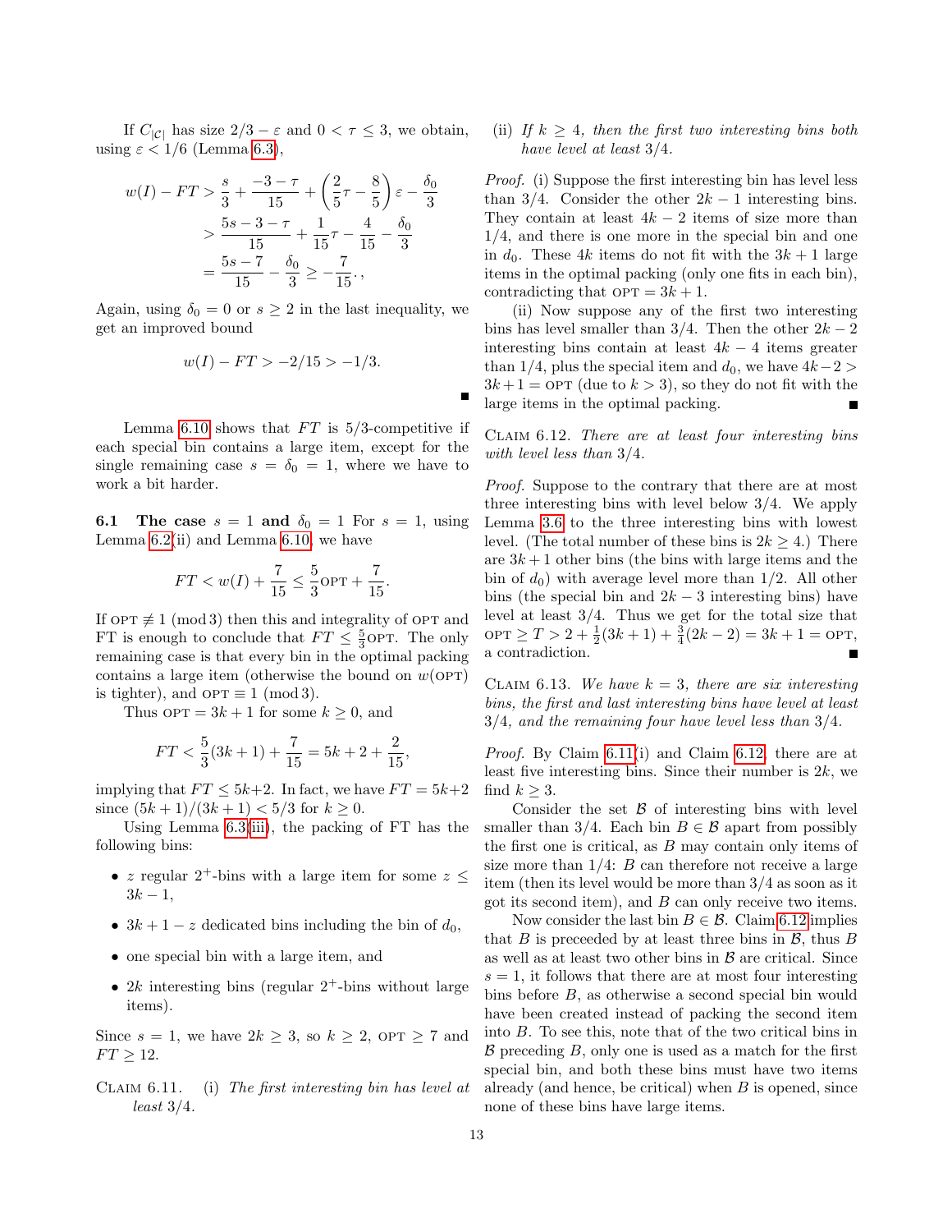If $C_{|\mathcal{C}|}$ has size $2/3 - \varepsilon$ and $0 < \tau \leq 3$, we obtain, using $\varepsilon < 1/6$ (Lemma 6.3),

$$w(I) - FT > \frac{s}{3} + \frac{-3-\tau}{15} + \left(\frac{2}{5}\tau - \frac{8}{5}\right)\varepsilon - \frac{\delta_0}{3}$$
$$> \frac{5s-3-\tau}{15} + \frac{1}{15}\tau - \frac{4}{15} - \frac{\delta_0}{3}$$
$$= \frac{5s-7}{15} - \frac{\delta_0}{3} \geq -\frac{7}{15}.,$$

Again, using $\delta_0 = 0$ or $s \geq 2$ in the last inequality, we get an improved bound

$$w(I) - FT > -2/15 > -1/3.$$

■

Lemma 6.10 shows that $FT$ is 5/3-competitive if each special bin contains a large item, except for the single remaining case $s = \delta_0 = 1$, where we have to work a bit harder.

**6.1 The case $s = 1$ and $\delta_0 = 1$** For $s = 1$, using Lemma 6.2(ii) and Lemma 6.10, we have

$$FT < w(I) + \frac{7}{15} \leq \frac{5}{3}\text{OPT} + \frac{7}{15}.$$

If $\text{OPT} \not\equiv 1 \pmod 3$ then this and integrality of OPT and FT is enough to conclude that $FT \leq \frac{5}{3}\text{OPT}$. The only remaining case is that every bin in the optimal packing contains a large item (otherwise the bound on $w(\text{OPT})$ is tighter), and $\text{OPT} \equiv 1 \pmod 3$.

Thus $\text{OPT} = 3k + 1$ for some $k \geq 0$, and

$$FT < \frac{5}{3}(3k+1) + \frac{7}{15} = 5k + 2 + \frac{2}{15},$$

implying that $FT \leq 5k+2$. In fact, we have $FT = 5k+2$ since $(5k+1)/(3k+1) < 5/3$ for $k \geq 0$.

Using Lemma 6.3(iii), the packing of FT has the following bins:

- $z$ regular $2^+$-bins with a large item for some $z \leq 3k - 1$,
- $3k + 1 - z$ dedicated bins including the bin of $d_0$,
- one special bin with a large item, and
- $2k$ interesting bins (regular $2^+$-bins without large items).

Since $s = 1$, we have $2k \geq 3$, so $k \geq 2$, $\text{OPT} \geq 7$ and $FT \geq 12$.

Claim 6.11. (i) *The first interesting bin has level at least 3/4.*

(ii) *If $k \geq 4$, then the first two interesting bins both have level at least 3/4.*

*Proof.* (i) Suppose the first interesting bin has level less than 3/4. Consider the other $2k - 1$ interesting bins. They contain at least $4k - 2$ items of size more than 1/4, and there is one more in the special bin and one in $d_0$. These $4k$ items do not fit with the $3k + 1$ large items in the optimal packing (only one fits in each bin), contradicting that $\text{OPT} = 3k + 1$.

(ii) Now suppose any of the first two interesting bins has level smaller than 3/4. Then the other $2k - 2$ interesting bins contain at least $4k - 4$ items greater than 1/4, plus the special item and $d_0$, we have $4k-2 > 3k+1 = \text{OPT}$ (due to $k > 3$), so they do not fit with the large items in the optimal packing. ■

Claim 6.12. *There are at least four interesting bins with level less than 3/4.*

*Proof.* Suppose to the contrary that there are at most three interesting bins with level below 3/4. We apply Lemma 3.6 to the three interesting bins with lowest level. (The total number of these bins is $2k \geq 4$.) There are $3k + 1$ other bins (the bins with large items and the bin of $d_0$) with average level more than 1/2. All other bins (the special bin and $2k - 3$ interesting bins) have level at least 3/4. Thus we get for the total size that $\text{OPT} \geq T > 2 + \frac{1}{2}(3k+1) + \frac{3}{4}(2k-2) = 3k+1 = \text{OPT}$, a contradiction. ■

Claim 6.13. *We have $k = 3$, there are six interesting bins, the first and last interesting bins have level at least 3/4, and the remaining four have level less than 3/4.*

*Proof.* By Claim 6.11(i) and Claim 6.12, there are at least five interesting bins. Since their number is $2k$, we find $k \geq 3$.

Consider the set $\mathcal{B}$ of interesting bins with level smaller than 3/4. Each bin $B \in \mathcal{B}$ apart from possibly the first one is critical, as $B$ may contain only items of size more than 1/4: $B$ can therefore not receive a large item (then its level would be more than 3/4 as soon as it got its second item), and $B$ can only receive two items.

Now consider the last bin $B \in \mathcal{B}$. Claim 6.12 implies that $B$ is preceeded by at least three bins in $\mathcal{B}$, thus $B$ as well as at least two other bins in $\mathcal{B}$ are critical. Since $s = 1$, it follows that there are at most four interesting bins before $B$, as otherwise a second special bin would have been created instead of packing the second item into $B$. To see this, note that of the two critical bins in $\mathcal{B}$ preceding $B$, only one is used as a match for the first special bin, and both these bins must have two items already (and hence, be critical) when $B$ is opened, since none of these bins have large items.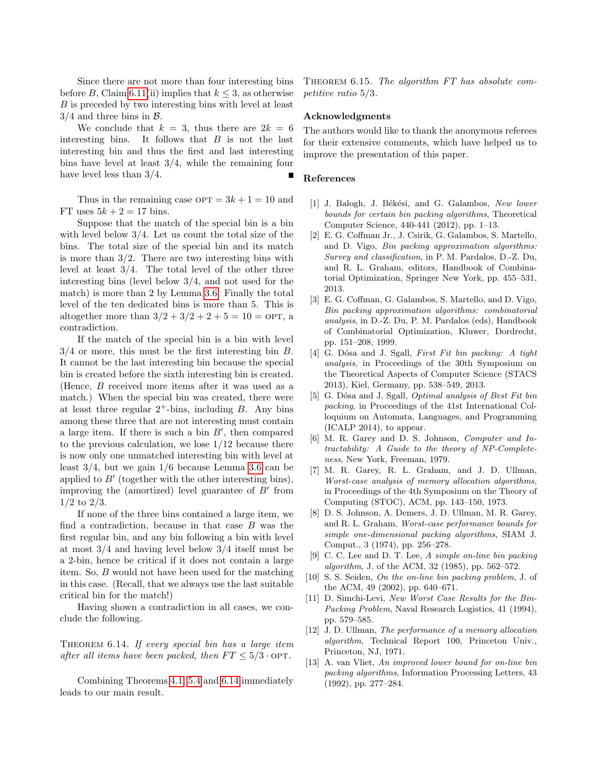Since there are not more than four interesting bins before $B$, Claim 6.11(ii) implies that $k \leq 3$, as otherwise $B$ is preceded by two interesting bins with level at least $3/4$ and three bins in $\mathcal{B}$.

We conclude that $k = 3$, thus there are $2k = 6$ interesting bins. It follows that $B$ is not the last interesting bin and thus the first and last interesting bins have level at least $3/4$, while the remaining four have level less than $3/4$. ∎

Thus in the remaining case $\text{OPT} = 3k + 1 = 10$ and FT uses $5k + 2 = 17$ bins.

Suppose that the match of the special bin is a bin with level below $3/4$. Let us count the total size of the bins. The total size of the special bin and its match is more than $3/2$. There are two interesting bins with level at least $3/4$. The total level of the other three interesting bins (level below $3/4$, and not used for the match) is more than 2 by Lemma 3.6. Finally the total level of the ten dedicated bins is more than 5. This is altogether more than $3/2 + 3/2 + 2 + 5 = 10 = \text{OPT}$, a contradiction.

If the match of the special bin is a bin with level $3/4$ or more, this must be the first interesting bin $B$. It cannot be the last interesting bin because the special bin is created before the sixth interesting bin is created. (Hence, $B$ received more items after it was used as a match.) When the special bin was created, there were at least three regular $2^+$-bins, including $B$. Any bins among these three that are not interesting must contain a large item. If there is such a bin $B'$, then compared to the previous calculation, we lose $1/12$ because there is now only one unmatched interesting bin with level at least $3/4$, but we gain $1/6$ because Lemma 3.6 can be applied to $B'$ (together with the other interesting bins), improving the (amortized) level guarantee of $B'$ from $1/2$ to $2/3$.

If none of the three bins contained a large item, we find a contradiction, because in that case $B$ was the first regular bin, and any bin following a bin with level at most $3/4$ and having level below $3/4$ itself must be a 2-bin, hence be critical if it does not contain a large item. So, $B$ would not have been used for the matching in this case. (Recall, that we always use the last suitable critical bin for the match!)

Having shown a contradiction in all cases, we conclude the following.

THEOREM 6.14. *If every special bin has a large item after all items have been packed, then $FT \leq 5/3 \cdot \text{OPT}$.*

Combining Theorems 4.1, 5.4 and 6.14 immediately leads to our main result.

THEOREM 6.15. *The algorithm FT has absolute competitive ratio $5/3$.*

## Acknowledgments

The authors would like to thank the anonymous referees for their extensive comments, which have helped us to improve the presentation of this paper.

## References

[1] J. Balogh, J. Békési, and G. Galambos, *New lower bounds for certain bin packing algorithms*, Theoretical Computer Science, 440-441 (2012), pp. 1–13.

[2] E. G. Coffman Jr., J. Csirik, G. Galambos, S. Martello, and D. Vigo, *Bin packing approximation algorithms: Survey and classification*, in P. M. Pardalos, D.-Z. Du, and R. L. Graham, editors, Handbook of Combinatorial Optimization, Springer New York, pp. 455–531, 2013.

[3] E. G. Coffman, G. Galambos, S. Martello, and D. Vigo, *Bin packing approximation algorithms: combinatorial analysis*, in D.-Z. Du, P. M. Pardalos (eds), Handbook of Combinatorial Optimization, Kluwer, Dordrecht, pp. 151–208, 1999.

[4] G. Dósa and J. Sgall, *First Fit bin packing: A tight analysis*, in Proceedings of the 30th Symposium on the Theoretical Aspects of Computer Science (STACS 2013), Kiel, Germany, pp. 538–549, 2013.

[5] G. Dósa and J. Sgall, *Optimal analysis of Best Fit bin packing*, in Proceedings of the 41st International Colloquium on Automata, Languages, and Programming (ICALP 2014), to appear.

[6] M. R. Garey and D. S. Johnson, *Computer and Intractability: A Guide to the theory of NP-Completeness*, New York, Freeman, 1979.

[7] M. R. Garey, R. L. Graham, and J. D. Ullman, *Worst-case analysis of memory allocation algorithms*, in Proceedings of the 4th Symposium on the Theory of Computing (STOC), ACM, pp. 143–150, 1973.

[8] D. S. Johnson, A. Demers, J. D. Ullman, M. R. Garey, and R. L. Graham, *Worst-case performance bounds for simple one-dimensional packing algorithms*, SIAM J. Comput., 3 (1974), pp. 256–278.

[9] C. C. Lee and D. T. Lee, *A simple on-line bin packing algorithm*, J. of the ACM, 32 (1985), pp. 562–572.

[10] S. S. Seiden, *On the on-line bin packing problem*, J. of the ACM, 49 (2002), pp. 640–671.

[11] D. Simchi-Levi, *New Worst Case Results for the Bin-Packing Problem*, Naval Research Logistics, 41 (1994), pp. 579–585.

[12] J. D. Ullman, *The performance of a memory allocation algorithm*, Technical Report 100, Princeton Univ., Princeton, NJ, 1971.

[13] A. van Vliet, *An improved lower bound for on-line bin packing algorithms*, Information Processing Letters, 43 (1992), pp. 277–284.